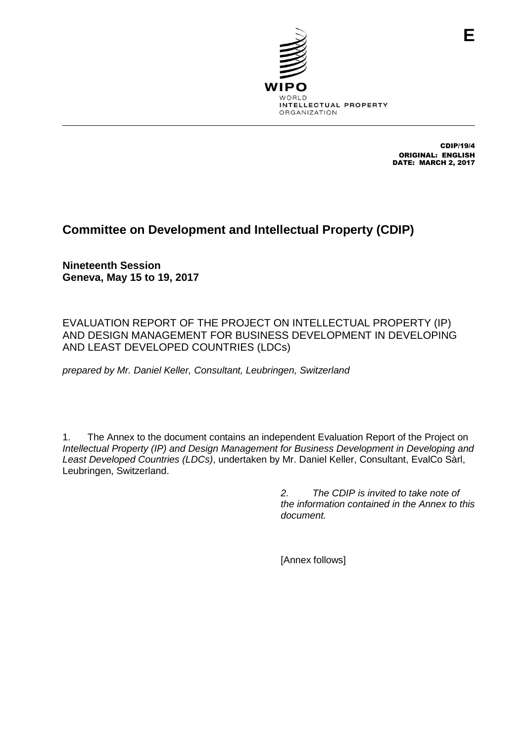E

WIPO
WORLD
INTELLECTUAL PROPERTY
ORGANIZATION

CDIP/19/4
ORIGINAL: ENGLISH
DATE: MARCH 2, 2017

# Committee on Development and Intellectual Property (CDIP)

**Nineteenth Session**
**Geneva, May 15 to 19, 2017**

EVALUATION REPORT OF THE PROJECT ON INTELLECTUAL PROPERTY (IP) AND DESIGN MANAGEMENT FOR BUSINESS DEVELOPMENT IN DEVELOPING AND LEAST DEVELOPED COUNTRIES (LDCs)

*prepared by Mr. Daniel Keller, Consultant, Leubringen, Switzerland*

1. The Annex to the document contains an independent Evaluation Report of the Project on *Intellectual Property (IP) and Design Management for Business Development in Developing and Least Developed Countries (LDCs)*, undertaken by Mr. Daniel Keller, Consultant, EvalCo Sàrl, Leubringen, Switzerland.

*2. The CDIP is invited to take note of the information contained in the Annex to this document.*

[Annex follows]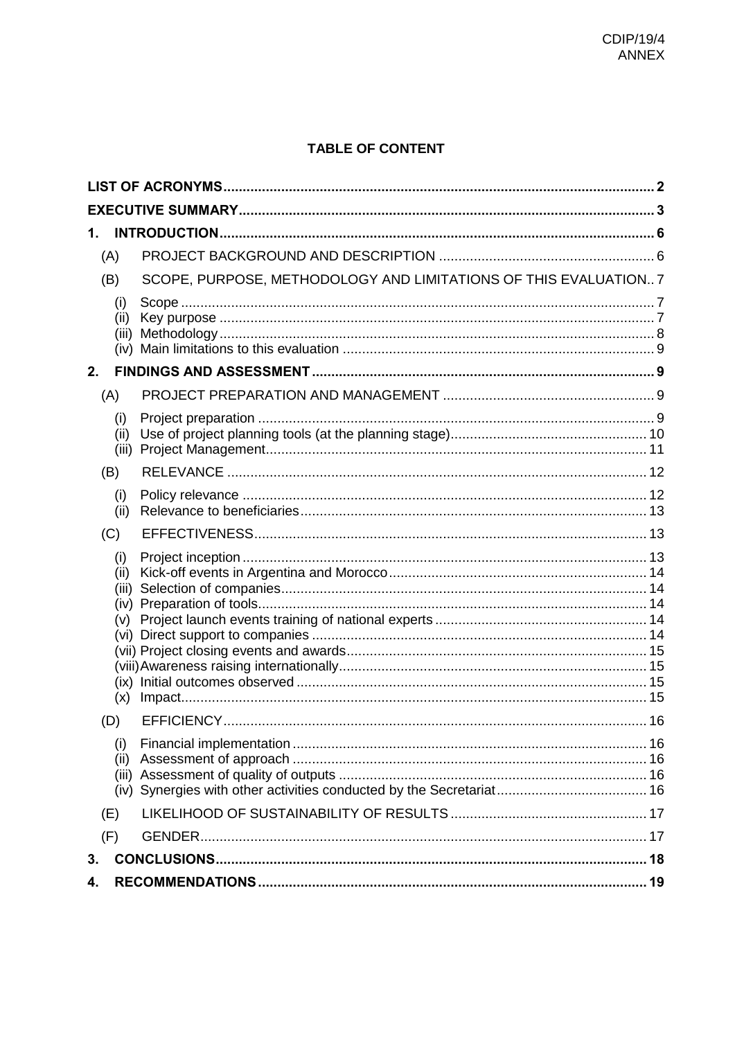## TABLE OF CONTENT

- LIST OF ACRONYMS .......... 2
- EXECUTIVE SUMMARY .......... 3
- 1. INTRODUCTION .......... 6
  - (A) PROJECT BACKGROUND AND DESCRIPTION .......... 6
  - (B) SCOPE, PURPOSE, METHODOLOGY AND LIMITATIONS OF THIS EVALUATION .......... 7
    - (i) Scope .......... 7
    - (ii) Key purpose .......... 7
    - (iii) Methodology .......... 8
    - (iv) Main limitations to this evaluation .......... 9
- 2. FINDINGS AND ASSESSMENT .......... 9
  - (A) PROJECT PREPARATION AND MANAGEMENT .......... 9
    - (i) Project preparation .......... 9
    - (ii) Use of project planning tools (at the planning stage) .......... 10
    - (iii) Project Management .......... 11
  - (B) RELEVANCE .......... 12
    - (i) Policy relevance .......... 12
    - (ii) Relevance to beneficiaries .......... 13
  - (C) EFFECTIVENESS .......... 13
    - (i) Project inception .......... 13
    - (ii) Kick-off events in Argentina and Morocco .......... 14
    - (iii) Selection of companies .......... 14
    - (iv) Preparation of tools .......... 14
    - (v) Project launch events training of national experts .......... 14
    - (vi) Direct support to companies .......... 14
    - (vii) Project closing events and awards .......... 15
    - (viii) Awareness raising internationally .......... 15
    - (ix) Initial outcomes observed .......... 15
    - (x) Impact .......... 15
  - (D) EFFICIENCY .......... 16
    - (i) Financial implementation .......... 16
    - (ii) Assessment of approach .......... 16
    - (iii) Assessment of quality of outputs .......... 16
    - (iv) Synergies with other activities conducted by the Secretariat .......... 16
  - (E) LIKELIHOOD OF SUSTAINABILITY OF RESULTS .......... 17
  - (F) GENDER .......... 17
- 3. CONCLUSIONS .......... 18
- 4. RECOMMENDATIONS .......... 19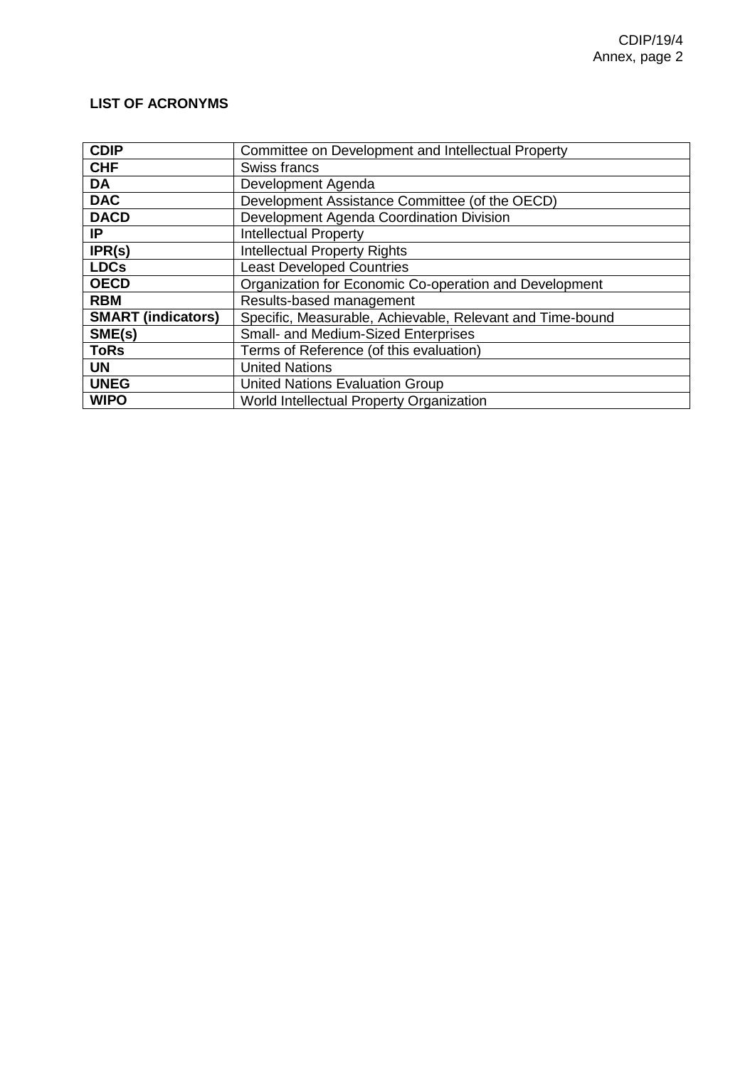**LIST OF ACRONYMS**

| | |
|---|---|
| **CDIP** | Committee on Development and Intellectual Property |
| **CHF** | Swiss francs |
| **DA** | Development Agenda |
| **DAC** | Development Assistance Committee (of the OECD) |
| **DACD** | Development Agenda Coordination Division |
| **IP** | Intellectual Property |
| **IPR(s)** | Intellectual Property Rights |
| **LDCs** | Least Developed Countries |
| **OECD** | Organization for Economic Co-operation and Development |
| **RBM** | Results-based management |
| **SMART (indicators)** | Specific, Measurable, Achievable, Relevant and Time-bound |
| **SME(s)** | Small- and Medium-Sized Enterprises |
| **ToRs** | Terms of Reference (of this evaluation) |
| **UN** | United Nations |
| **UNEG** | United Nations Evaluation Group |
| **WIPO** | World Intellectual Property Organization |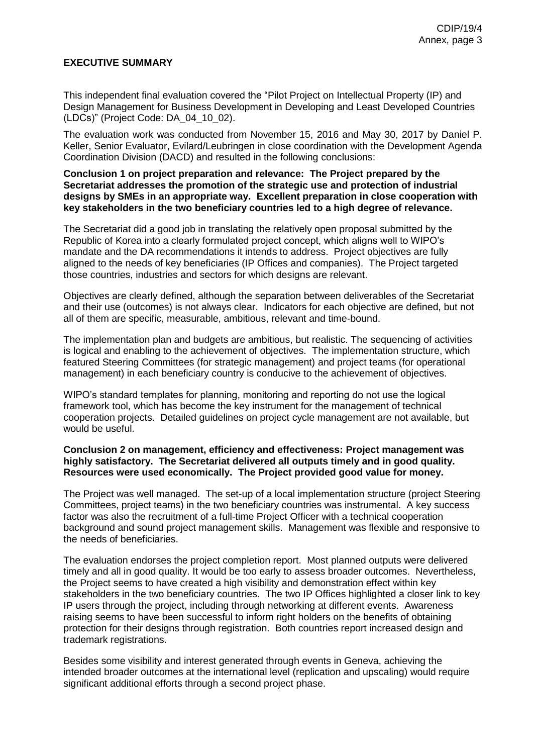**EXECUTIVE SUMMARY**

This independent final evaluation covered the "Pilot Project on Intellectual Property (IP) and Design Management for Business Development in Developing and Least Developed Countries (LDCs)" (Project Code: DA_04_10_02).

The evaluation work was conducted from November 15, 2016 and May 30, 2017 by Daniel P. Keller, Senior Evaluator, Evilard/Leubringen in close coordination with the Development Agenda Coordination Division (DACD) and resulted in the following conclusions:

**Conclusion 1 on project preparation and relevance: The Project prepared by the Secretariat addresses the promotion of the strategic use and protection of industrial designs by SMEs in an appropriate way. Excellent preparation in close cooperation with key stakeholders in the two beneficiary countries led to a high degree of relevance.**

The Secretariat did a good job in translating the relatively open proposal submitted by the Republic of Korea into a clearly formulated project concept, which aligns well to WIPO's mandate and the DA recommendations it intends to address. Project objectives are fully aligned to the needs of key beneficiaries (IP Offices and companies). The Project targeted those countries, industries and sectors for which designs are relevant.

Objectives are clearly defined, although the separation between deliverables of the Secretariat and their use (outcomes) is not always clear. Indicators for each objective are defined, but not all of them are specific, measurable, ambitious, relevant and time-bound.

The implementation plan and budgets are ambitious, but realistic. The sequencing of activities is logical and enabling to the achievement of objectives. The implementation structure, which featured Steering Committees (for strategic management) and project teams (for operational management) in each beneficiary country is conducive to the achievement of objectives.

WIPO's standard templates for planning, monitoring and reporting do not use the logical framework tool, which has become the key instrument for the management of technical cooperation projects. Detailed guidelines on project cycle management are not available, but would be useful.

**Conclusion 2 on management, efficiency and effectiveness: Project management was highly satisfactory. The Secretariat delivered all outputs timely and in good quality. Resources were used economically. The Project provided good value for money.**

The Project was well managed. The set-up of a local implementation structure (project Steering Committees, project teams) in the two beneficiary countries was instrumental. A key success factor was also the recruitment of a full-time Project Officer with a technical cooperation background and sound project management skills. Management was flexible and responsive to the needs of beneficiaries.

The evaluation endorses the project completion report. Most planned outputs were delivered timely and all in good quality. It would be too early to assess broader outcomes. Nevertheless, the Project seems to have created a high visibility and demonstration effect within key stakeholders in the two beneficiary countries. The two IP Offices highlighted a closer link to key IP users through the project, including through networking at different events. Awareness raising seems to have been successful to inform right holders on the benefits of obtaining protection for their designs through registration. Both countries report increased design and trademark registrations.

Besides some visibility and interest generated through events in Geneva, achieving the intended broader outcomes at the international level (replication and upscaling) would require significant additional efforts through a second project phase.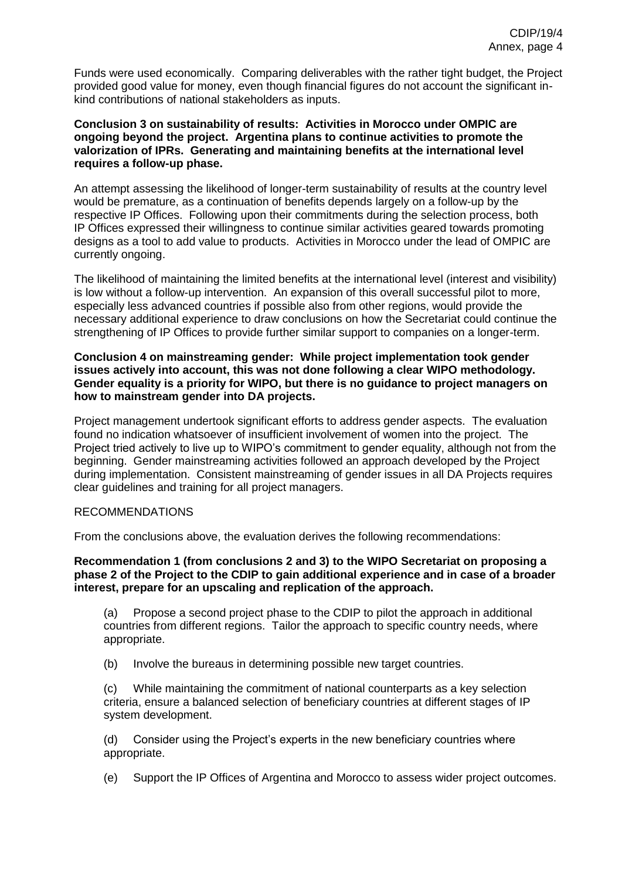Funds were used economically. Comparing deliverables with the rather tight budget, the Project provided good value for money, even though financial figures do not account the significant in-kind contributions of national stakeholders as inputs.

**Conclusion 3 on sustainability of results: Activities in Morocco under OMPIC are ongoing beyond the project. Argentina plans to continue activities to promote the valorization of IPRs. Generating and maintaining benefits at the international level requires a follow-up phase.**

An attempt assessing the likelihood of longer-term sustainability of results at the country level would be premature, as a continuation of benefits depends largely on a follow-up by the respective IP Offices. Following upon their commitments during the selection process, both IP Offices expressed their willingness to continue similar activities geared towards promoting designs as a tool to add value to products. Activities in Morocco under the lead of OMPIC are currently ongoing.

The likelihood of maintaining the limited benefits at the international level (interest and visibility) is low without a follow-up intervention. An expansion of this overall successful pilot to more, especially less advanced countries if possible also from other regions, would provide the necessary additional experience to draw conclusions on how the Secretariat could continue the strengthening of IP Offices to provide further similar support to companies on a longer-term.

**Conclusion 4 on mainstreaming gender: While project implementation took gender issues actively into account, this was not done following a clear WIPO methodology. Gender equality is a priority for WIPO, but there is no guidance to project managers on how to mainstream gender into DA projects.**

Project management undertook significant efforts to address gender aspects. The evaluation found no indication whatsoever of insufficient involvement of women into the project. The Project tried actively to live up to WIPO's commitment to gender equality, although not from the beginning. Gender mainstreaming activities followed an approach developed by the Project during implementation. Consistent mainstreaming of gender issues in all DA Projects requires clear guidelines and training for all project managers.

## RECOMMENDATIONS

From the conclusions above, the evaluation derives the following recommendations:

**Recommendation 1 (from conclusions 2 and 3) to the WIPO Secretariat on proposing a phase 2 of the Project to the CDIP to gain additional experience and in case of a broader interest, prepare for an upscaling and replication of the approach.**

(a) Propose a second project phase to the CDIP to pilot the approach in additional countries from different regions. Tailor the approach to specific country needs, where appropriate.

(b) Involve the bureaus in determining possible new target countries.

(c) While maintaining the commitment of national counterparts as a key selection criteria, ensure a balanced selection of beneficiary countries at different stages of IP system development.

(d) Consider using the Project's experts in the new beneficiary countries where appropriate.

(e) Support the IP Offices of Argentina and Morocco to assess wider project outcomes.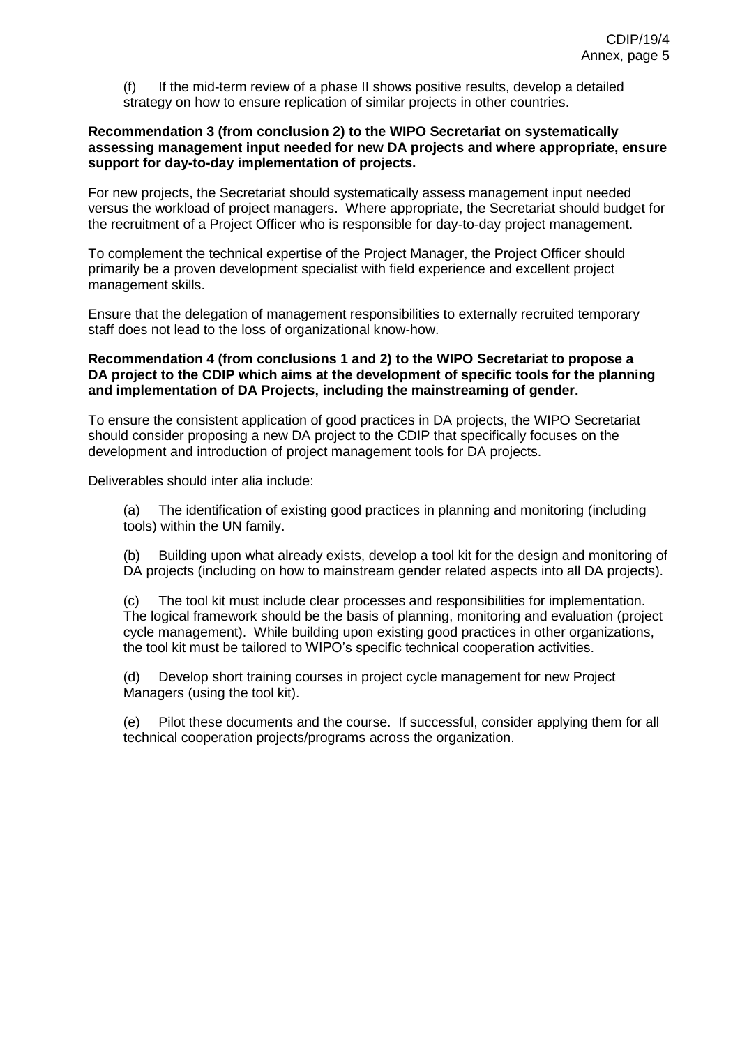(f) If the mid-term review of a phase II shows positive results, develop a detailed strategy on how to ensure replication of similar projects in other countries.

**Recommendation 3 (from conclusion 2) to the WIPO Secretariat on systematically assessing management input needed for new DA projects and where appropriate, ensure support for day-to-day implementation of projects.**

For new projects, the Secretariat should systematically assess management input needed versus the workload of project managers. Where appropriate, the Secretariat should budget for the recruitment of a Project Officer who is responsible for day-to-day project management.

To complement the technical expertise of the Project Manager, the Project Officer should primarily be a proven development specialist with field experience and excellent project management skills.

Ensure that the delegation of management responsibilities to externally recruited temporary staff does not lead to the loss of organizational know-how.

**Recommendation 4 (from conclusions 1 and 2) to the WIPO Secretariat to propose a DA project to the CDIP which aims at the development of specific tools for the planning and implementation of DA Projects, including the mainstreaming of gender.**

To ensure the consistent application of good practices in DA projects, the WIPO Secretariat should consider proposing a new DA project to the CDIP that specifically focuses on the development and introduction of project management tools for DA projects.

Deliverables should inter alia include:

(a) The identification of existing good practices in planning and monitoring (including tools) within the UN family.

(b) Building upon what already exists, develop a tool kit for the design and monitoring of DA projects (including on how to mainstream gender related aspects into all DA projects).

(c) The tool kit must include clear processes and responsibilities for implementation. The logical framework should be the basis of planning, monitoring and evaluation (project cycle management). While building upon existing good practices in other organizations, the tool kit must be tailored to WIPO's specific technical cooperation activities.

(d) Develop short training courses in project cycle management for new Project Managers (using the tool kit).

(e) Pilot these documents and the course. If successful, consider applying them for all technical cooperation projects/programs across the organization.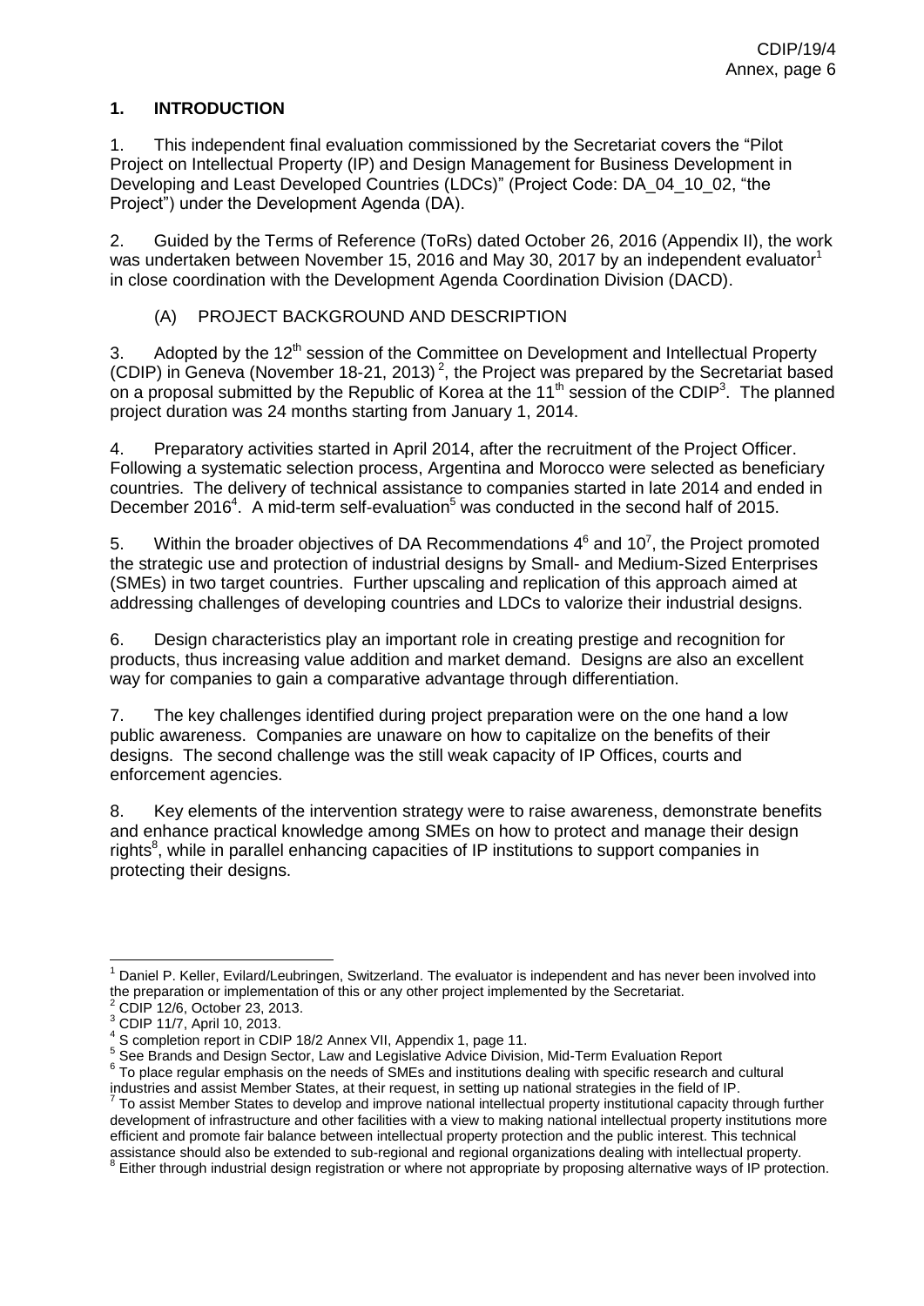## 1. INTRODUCTION

1. This independent final evaluation commissioned by the Secretariat covers the "Pilot Project on Intellectual Property (IP) and Design Management for Business Development in Developing and Least Developed Countries (LDCs)" (Project Code: DA_04_10_02, "the Project") under the Development Agenda (DA).

2. Guided by the Terms of Reference (ToRs) dated October 26, 2016 (Appendix II), the work was undertaken between November 15, 2016 and May 30, 2017 by an independent evaluator[1] in close coordination with the Development Agenda Coordination Division (DACD).

### (A) PROJECT BACKGROUND AND DESCRIPTION

3. Adopted by the 12th session of the Committee on Development and Intellectual Property (CDIP) in Geneva (November 18-21, 2013)[2], the Project was prepared by the Secretariat based on a proposal submitted by the Republic of Korea at the 11th session of the CDIP[3]. The planned project duration was 24 months starting from January 1, 2014.

4. Preparatory activities started in April 2014, after the recruitment of the Project Officer. Following a systematic selection process, Argentina and Morocco were selected as beneficiary countries. The delivery of technical assistance to companies started in late 2014 and ended in December 2016[4]. A mid-term self-evaluation[5] was conducted in the second half of 2015.

5. Within the broader objectives of DA Recommendations 4[6] and 10[7], the Project promoted the strategic use and protection of industrial designs by Small- and Medium-Sized Enterprises (SMEs) in two target countries. Further upscaling and replication of this approach aimed at addressing challenges of developing countries and LDCs to valorize their industrial designs.

6. Design characteristics play an important role in creating prestige and recognition for products, thus increasing value addition and market demand. Designs are also an excellent way for companies to gain a comparative advantage through differentiation.

7. The key challenges identified during project preparation were on the one hand a low public awareness. Companies are unaware on how to capitalize on the benefits of their designs. The second challenge was the still weak capacity of IP Offices, courts and enforcement agencies.

8. Key elements of the intervention strategy were to raise awareness, demonstrate benefits and enhance practical knowledge among SMEs on how to protect and manage their design rights[8], while in parallel enhancing capacities of IP institutions to support companies in protecting their designs.

---

[1] Daniel P. Keller, Evilard/Leubringen, Switzerland. The evaluator is independent and has never been involved into the preparation or implementation of this or any other project implemented by the Secretariat.

[2] CDIP 12/6, October 23, 2013.

[3] CDIP 11/7, April 10, 2013.

[4] S completion report in CDIP 18/2 Annex VII, Appendix 1, page 11.

[5] See Brands and Design Sector, Law and Legislative Advice Division, Mid-Term Evaluation Report

[6] To place regular emphasis on the needs of SMEs and institutions dealing with specific research and cultural industries and assist Member States, at their request, in setting up national strategies in the field of IP.

[7] To assist Member States to develop and improve national intellectual property institutional capacity through further development of infrastructure and other facilities with a view to making national intellectual property institutions more efficient and promote fair balance between intellectual property protection and the public interest. This technical assistance should also be extended to sub-regional and regional organizations dealing with intellectual property.

[8] Either through industrial design registration or where not appropriate by proposing alternative ways of IP protection.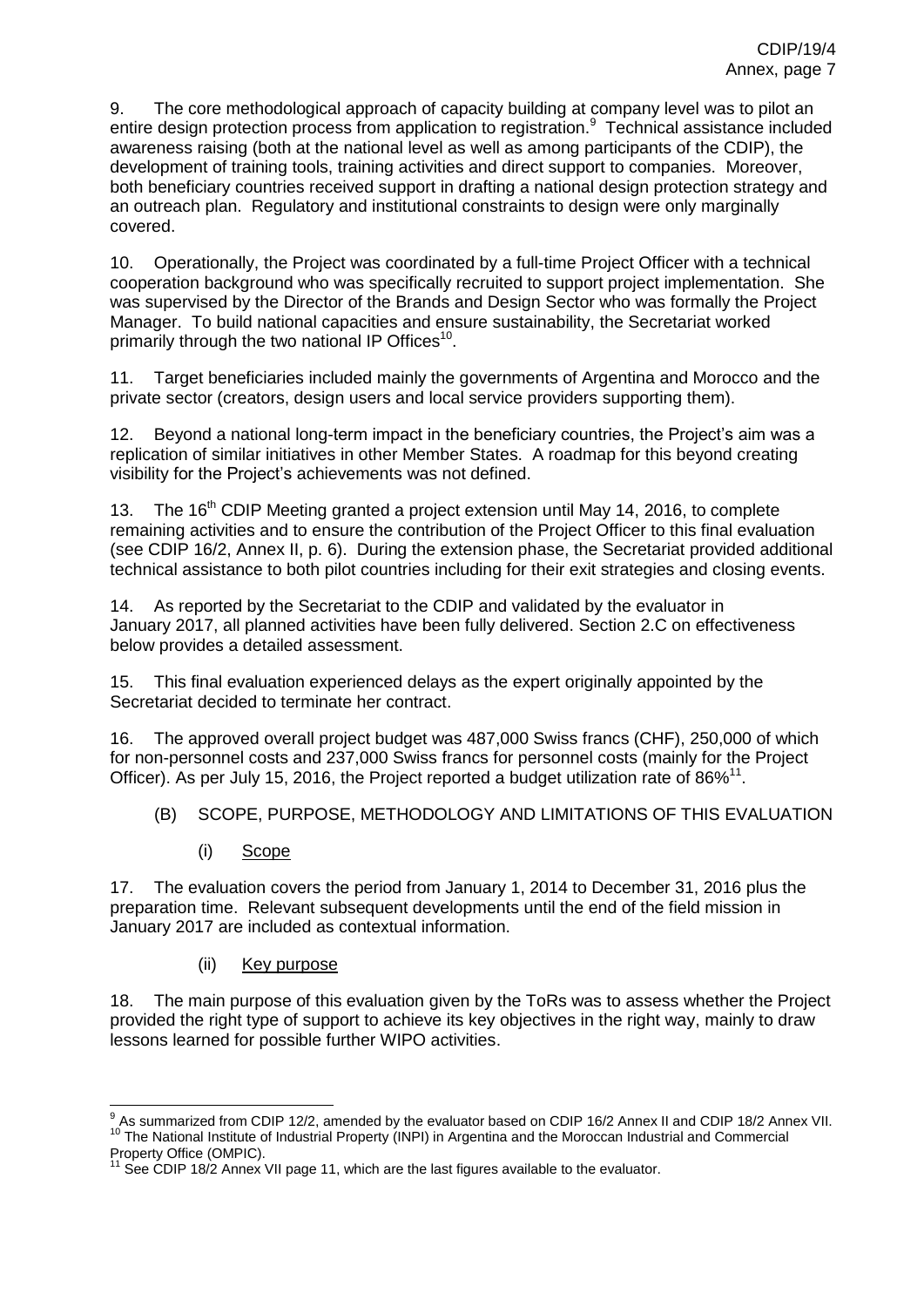9. The core methodological approach of capacity building at company level was to pilot an entire design protection process from application to registration.[9] Technical assistance included awareness raising (both at the national level as well as among participants of the CDIP), the development of training tools, training activities and direct support to companies. Moreover, both beneficiary countries received support in drafting a national design protection strategy and an outreach plan. Regulatory and institutional constraints to design were only marginally covered.

10. Operationally, the Project was coordinated by a full-time Project Officer with a technical cooperation background who was specifically recruited to support project implementation. She was supervised by the Director of the Brands and Design Sector who was formally the Project Manager. To build national capacities and ensure sustainability, the Secretariat worked primarily through the two national IP Offices[10].

11. Target beneficiaries included mainly the governments of Argentina and Morocco and the private sector (creators, design users and local service providers supporting them).

12. Beyond a national long-term impact in the beneficiary countries, the Project's aim was a replication of similar initiatives in other Member States. A roadmap for this beyond creating visibility for the Project's achievements was not defined.

13. The 16th CDIP Meeting granted a project extension until May 14, 2016, to complete remaining activities and to ensure the contribution of the Project Officer to this final evaluation (see CDIP 16/2, Annex II, p. 6). During the extension phase, the Secretariat provided additional technical assistance to both pilot countries including for their exit strategies and closing events.

14. As reported by the Secretariat to the CDIP and validated by the evaluator in January 2017, all planned activities have been fully delivered. Section 2.C on effectiveness below provides a detailed assessment.

15. This final evaluation experienced delays as the expert originally appointed by the Secretariat decided to terminate her contract.

16. The approved overall project budget was 487,000 Swiss francs (CHF), 250,000 of which for non-personnel costs and 237,000 Swiss francs for personnel costs (mainly for the Project Officer). As per July 15, 2016, the Project reported a budget utilization rate of 86%[11].

## (B) SCOPE, PURPOSE, METHODOLOGY AND LIMITATIONS OF THIS EVALUATION

### (i) Scope

17. The evaluation covers the period from January 1, 2014 to December 31, 2016 plus the preparation time. Relevant subsequent developments until the end of the field mission in January 2017 are included as contextual information.

### (ii) Key purpose

18. The main purpose of this evaluation given by the ToRs was to assess whether the Project provided the right type of support to achieve its key objectives in the right way, mainly to draw lessons learned for possible further WIPO activities.

---

[9] As summarized from CDIP 12/2, amended by the evaluator based on CDIP 16/2 Annex II and CDIP 18/2 Annex VII.

[10] The National Institute of Industrial Property (INPI) in Argentina and the Moroccan Industrial and Commercial Property Office (OMPIC).

[11] See CDIP 18/2 Annex VII page 11, which are the last figures available to the evaluator.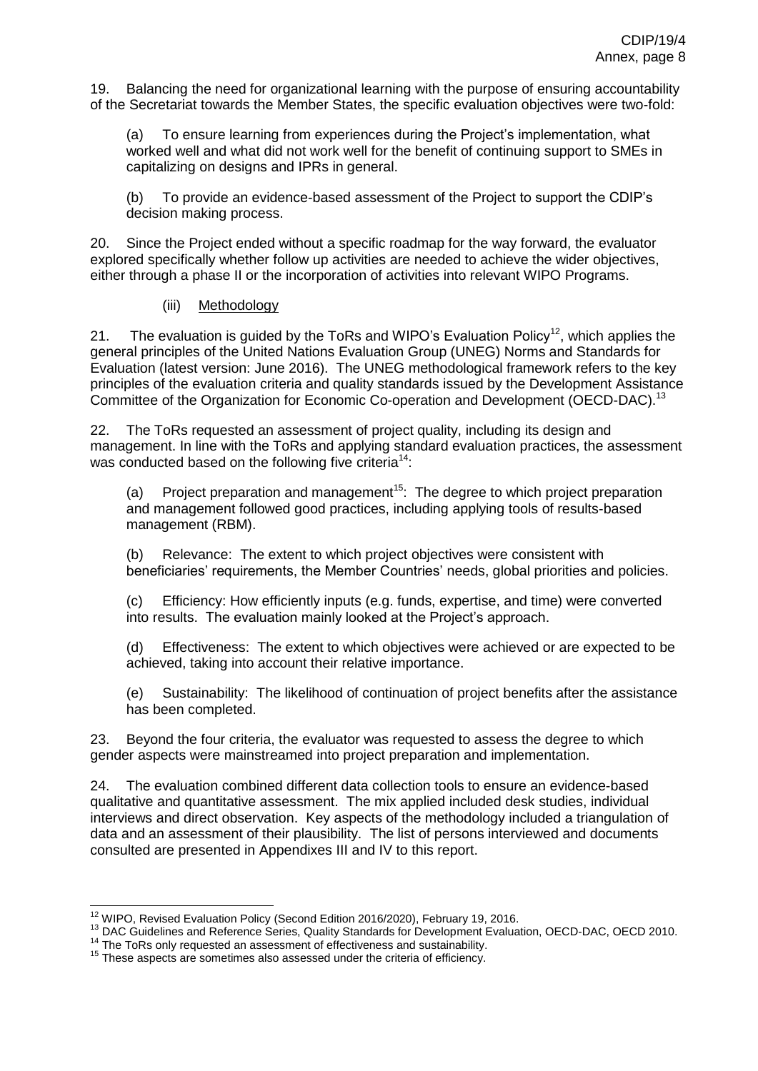19. Balancing the need for organizational learning with the purpose of ensuring accountability of the Secretariat towards the Member States, the specific evaluation objectives were two-fold:

(a) To ensure learning from experiences during the Project's implementation, what worked well and what did not work well for the benefit of continuing support to SMEs in capitalizing on designs and IPRs in general.

(b) To provide an evidence-based assessment of the Project to support the CDIP's decision making process.

20. Since the Project ended without a specific roadmap for the way forward, the evaluator explored specifically whether follow up activities are needed to achieve the wider objectives, either through a phase II or the incorporation of activities into relevant WIPO Programs.

(iii) Methodology

21. The evaluation is guided by the ToRs and WIPO's Evaluation Policy[12], which applies the general principles of the United Nations Evaluation Group (UNEG) Norms and Standards for Evaluation (latest version: June 2016). The UNEG methodological framework refers to the key principles of the evaluation criteria and quality standards issued by the Development Assistance Committee of the Organization for Economic Co-operation and Development (OECD-DAC).[13]

22. The ToRs requested an assessment of project quality, including its design and management. In line with the ToRs and applying standard evaluation practices, the assessment was conducted based on the following five criteria[14]:

(a) Project preparation and management[15]: The degree to which project preparation and management followed good practices, including applying tools of results-based management (RBM).

(b) Relevance: The extent to which project objectives were consistent with beneficiaries' requirements, the Member Countries' needs, global priorities and policies.

(c) Efficiency: How efficiently inputs (e.g. funds, expertise, and time) were converted into results. The evaluation mainly looked at the Project's approach.

(d) Effectiveness: The extent to which objectives were achieved or are expected to be achieved, taking into account their relative importance.

(e) Sustainability: The likelihood of continuation of project benefits after the assistance has been completed.

23. Beyond the four criteria, the evaluator was requested to assess the degree to which gender aspects were mainstreamed into project preparation and implementation.

24. The evaluation combined different data collection tools to ensure an evidence-based qualitative and quantitative assessment. The mix applied included desk studies, individual interviews and direct observation. Key aspects of the methodology included a triangulation of data and an assessment of their plausibility. The list of persons interviewed and documents consulted are presented in Appendixes III and IV to this report.

---

[12] WIPO, Revised Evaluation Policy (Second Edition 2016/2020), February 19, 2016.

[13] DAC Guidelines and Reference Series, Quality Standards for Development Evaluation, OECD-DAC, OECD 2010.

[14] The ToRs only requested an assessment of effectiveness and sustainability.

[15] These aspects are sometimes also assessed under the criteria of efficiency.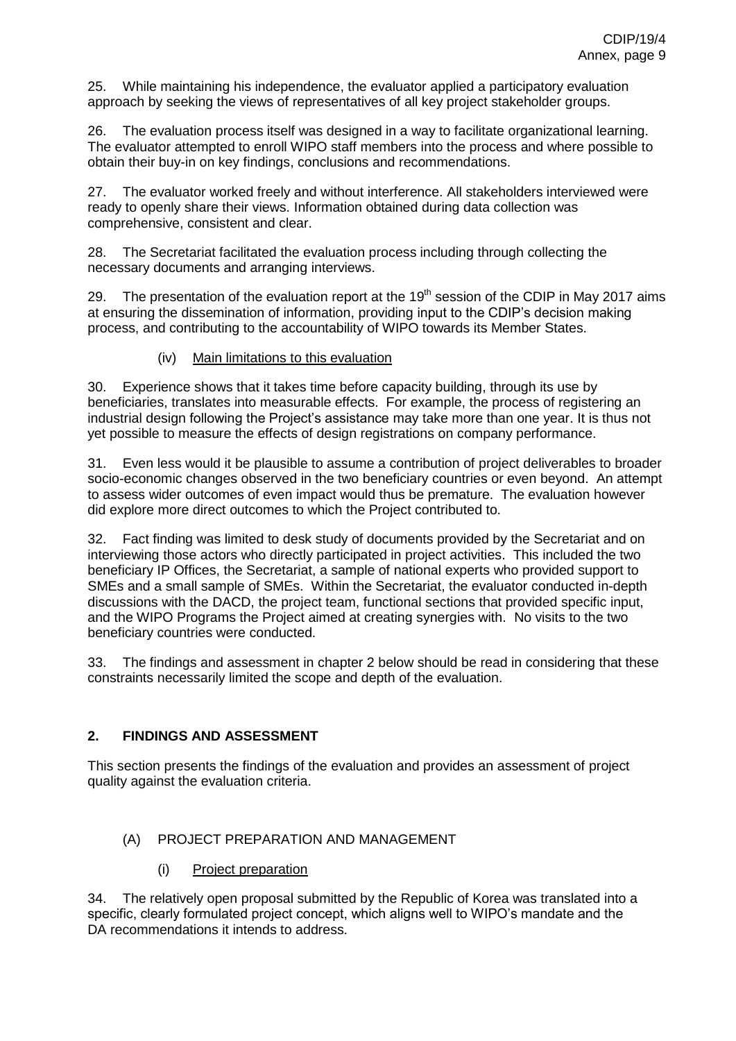25. While maintaining his independence, the evaluator applied a participatory evaluation approach by seeking the views of representatives of all key project stakeholder groups.

26. The evaluation process itself was designed in a way to facilitate organizational learning. The evaluator attempted to enroll WIPO staff members into the process and where possible to obtain their buy-in on key findings, conclusions and recommendations.

27. The evaluator worked freely and without interference. All stakeholders interviewed were ready to openly share their views. Information obtained during data collection was comprehensive, consistent and clear.

28. The Secretariat facilitated the evaluation process including through collecting the necessary documents and arranging interviews.

29. The presentation of the evaluation report at the 19th session of the CDIP in May 2017 aims at ensuring the dissemination of information, providing input to the CDIP's decision making process, and contributing to the accountability of WIPO towards its Member States.

#### (iv) Main limitations to this evaluation

30. Experience shows that it takes time before capacity building, through its use by beneficiaries, translates into measurable effects. For example, the process of registering an industrial design following the Project's assistance may take more than one year. It is thus not yet possible to measure the effects of design registrations on company performance.

31. Even less would it be plausible to assume a contribution of project deliverables to broader socio-economic changes observed in the two beneficiary countries or even beyond. An attempt to assess wider outcomes of even impact would thus be premature. The evaluation however did explore more direct outcomes to which the Project contributed to.

32. Fact finding was limited to desk study of documents provided by the Secretariat and on interviewing those actors who directly participated in project activities. This included the two beneficiary IP Offices, the Secretariat, a sample of national experts who provided support to SMEs and a small sample of SMEs. Within the Secretariat, the evaluator conducted in-depth discussions with the DACD, the project team, functional sections that provided specific input, and the WIPO Programs the Project aimed at creating synergies with. No visits to the two beneficiary countries were conducted.

33. The findings and assessment in chapter 2 below should be read in considering that these constraints necessarily limited the scope and depth of the evaluation.

## 2. FINDINGS AND ASSESSMENT

This section presents the findings of the evaluation and provides an assessment of project quality against the evaluation criteria.

### (A) PROJECT PREPARATION AND MANAGEMENT

#### (i) Project preparation

34. The relatively open proposal submitted by the Republic of Korea was translated into a specific, clearly formulated project concept, which aligns well to WIPO's mandate and the DA recommendations it intends to address.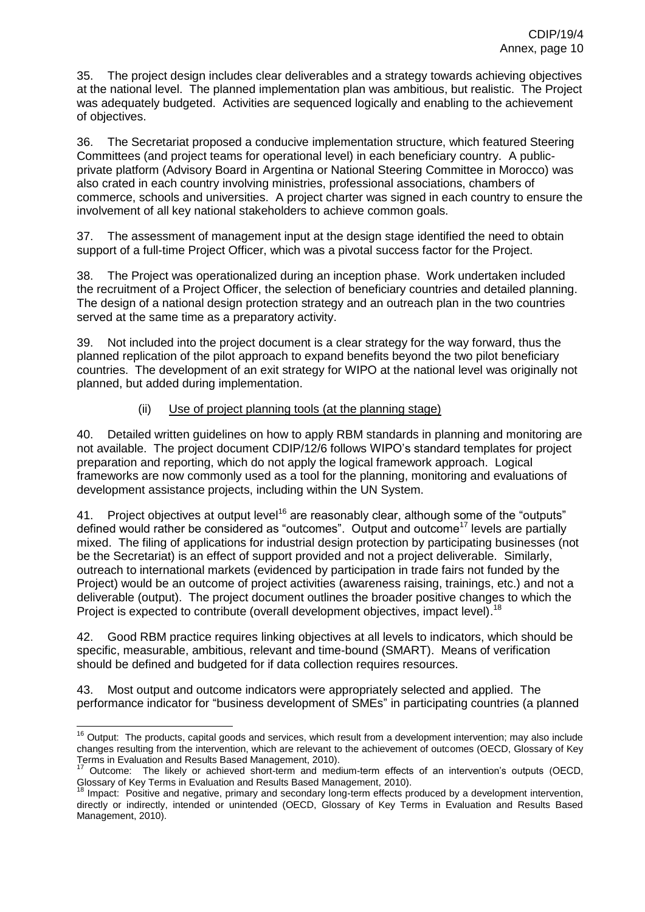35. The project design includes clear deliverables and a strategy towards achieving objectives at the national level. The planned implementation plan was ambitious, but realistic. The Project was adequately budgeted. Activities are sequenced logically and enabling to the achievement of objectives.

36. The Secretariat proposed a conducive implementation structure, which featured Steering Committees (and project teams for operational level) in each beneficiary country. A public-private platform (Advisory Board in Argentina or National Steering Committee in Morocco) was also crated in each country involving ministries, professional associations, chambers of commerce, schools and universities. A project charter was signed in each country to ensure the involvement of all key national stakeholders to achieve common goals.

37. The assessment of management input at the design stage identified the need to obtain support of a full-time Project Officer, which was a pivotal success factor for the Project.

38. The Project was operationalized during an inception phase. Work undertaken included the recruitment of a Project Officer, the selection of beneficiary countries and detailed planning. The design of a national design protection strategy and an outreach plan in the two countries served at the same time as a preparatory activity.

39. Not included into the project document is a clear strategy for the way forward, thus the planned replication of the pilot approach to expand benefits beyond the two pilot beneficiary countries. The development of an exit strategy for WIPO at the national level was originally not planned, but added during implementation.

(ii) Use of project planning tools (at the planning stage)

40. Detailed written guidelines on how to apply RBM standards in planning and monitoring are not available. The project document CDIP/12/6 follows WIPO's standard templates for project preparation and reporting, which do not apply the logical framework approach. Logical frameworks are now commonly used as a tool for the planning, monitoring and evaluations of development assistance projects, including within the UN System.

41. Project objectives at output level[16] are reasonably clear, although some of the "outputs" defined would rather be considered as "outcomes". Output and outcome[17] levels are partially mixed. The filing of applications for industrial design protection by participating businesses (not be the Secretariat) is an effect of support provided and not a project deliverable. Similarly, outreach to international markets (evidenced by participation in trade fairs not funded by the Project) would be an outcome of project activities (awareness raising, trainings, etc.) and not a deliverable (output). The project document outlines the broader positive changes to which the Project is expected to contribute (overall development objectives, impact level).[18]

42. Good RBM practice requires linking objectives at all levels to indicators, which should be specific, measurable, ambitious, relevant and time-bound (SMART). Means of verification should be defined and budgeted for if data collection requires resources.

43. Most output and outcome indicators were appropriately selected and applied. The performance indicator for "business development of SMEs" in participating countries (a planned

---

[16] Output: The products, capital goods and services, which result from a development intervention; may also include changes resulting from the intervention, which are relevant to the achievement of outcomes (OECD, Glossary of Key Terms in Evaluation and Results Based Management, 2010).

[17] Outcome: The likely or achieved short-term and medium-term effects of an intervention's outputs (OECD, Glossary of Key Terms in Evaluation and Results Based Management, 2010).

[18] Impact: Positive and negative, primary and secondary long-term effects produced by a development intervention, directly or indirectly, intended or unintended (OECD, Glossary of Key Terms in Evaluation and Results Based Management, 2010).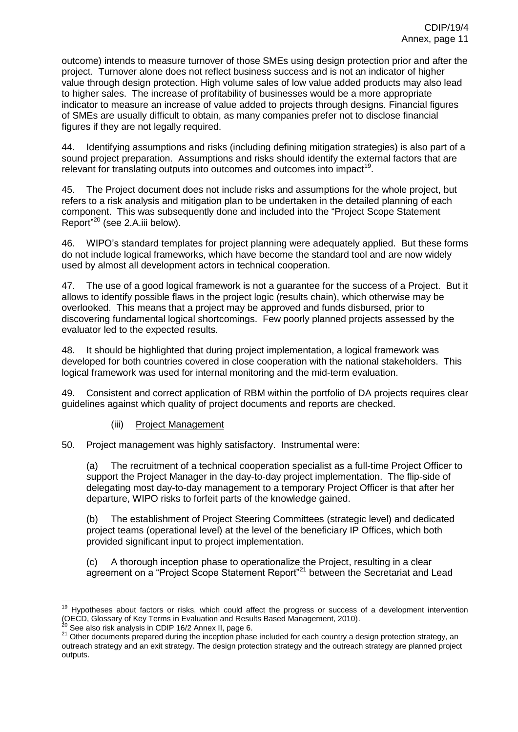outcome) intends to measure turnover of those SMEs using design protection prior and after the project. Turnover alone does not reflect business success and is not an indicator of higher value through design protection. High volume sales of low value added products may also lead to higher sales. The increase of profitability of businesses would be a more appropriate indicator to measure an increase of value added to projects through designs. Financial figures of SMEs are usually difficult to obtain, as many companies prefer not to disclose financial figures if they are not legally required.

44. Identifying assumptions and risks (including defining mitigation strategies) is also part of a sound project preparation. Assumptions and risks should identify the external factors that are relevant for translating outputs into outcomes and outcomes into impact[19].

45. The Project document does not include risks and assumptions for the whole project, but refers to a risk analysis and mitigation plan to be undertaken in the detailed planning of each component. This was subsequently done and included into the "Project Scope Statement Report"[20] (see 2.A.iii below).

46. WIPO's standard templates for project planning were adequately applied. But these forms do not include logical frameworks, which have become the standard tool and are now widely used by almost all development actors in technical cooperation.

47. The use of a good logical framework is not a guarantee for the success of a Project. But it allows to identify possible flaws in the project logic (results chain), which otherwise may be overlooked. This means that a project may be approved and funds disbursed, prior to discovering fundamental logical shortcomings. Few poorly planned projects assessed by the evaluator led to the expected results.

48. It should be highlighted that during project implementation, a logical framework was developed for both countries covered in close cooperation with the national stakeholders. This logical framework was used for internal monitoring and the mid-term evaluation.

49. Consistent and correct application of RBM within the portfolio of DA projects requires clear guidelines against which quality of project documents and reports are checked.

(iii) Project Management

50. Project management was highly satisfactory. Instrumental were:

(a) The recruitment of a technical cooperation specialist as a full-time Project Officer to support the Project Manager in the day-to-day project implementation. The flip-side of delegating most day-to-day management to a temporary Project Officer is that after her departure, WIPO risks to forfeit parts of the knowledge gained.

(b) The establishment of Project Steering Committees (strategic level) and dedicated project teams (operational level) at the level of the beneficiary IP Offices, which both provided significant input to project implementation.

(c) A thorough inception phase to operationalize the Project, resulting in a clear agreement on a "Project Scope Statement Report"[21] between the Secretariat and Lead

---

[19] Hypotheses about factors or risks, which could affect the progress or success of a development intervention (OECD, Glossary of Key Terms in Evaluation and Results Based Management, 2010).

[20] See also risk analysis in CDIP 16/2 Annex II, page 6.

[21] Other documents prepared during the inception phase included for each country a design protection strategy, an outreach strategy and an exit strategy. The design protection strategy and the outreach strategy are planned project outputs.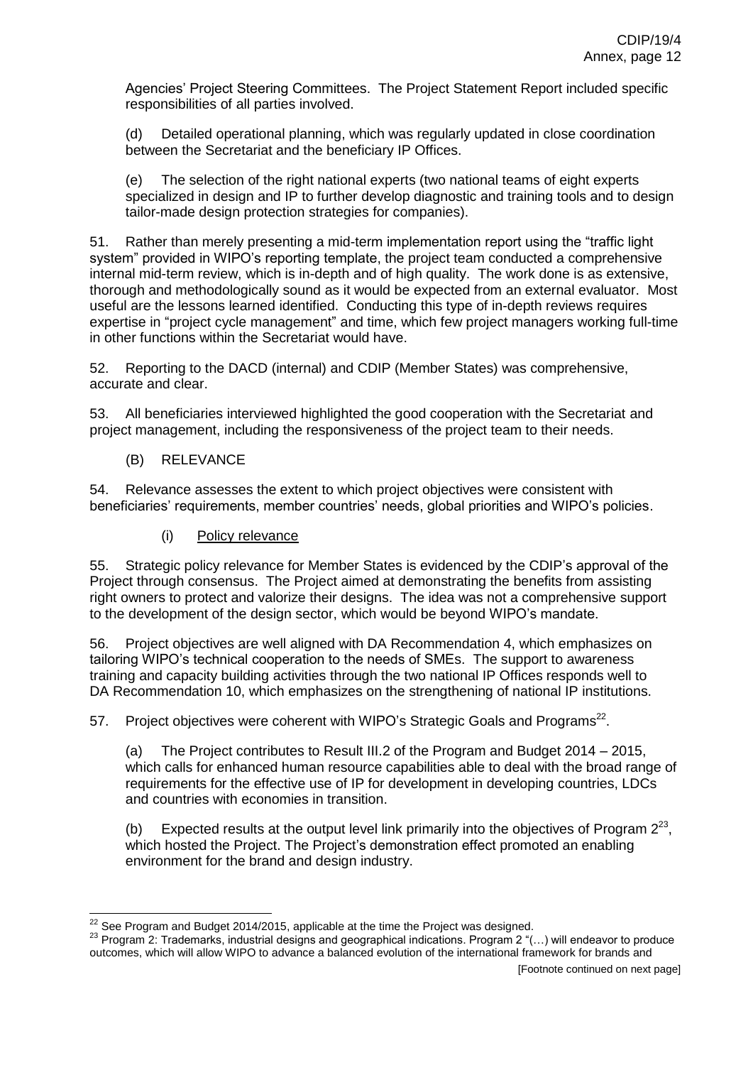Agencies' Project Steering Committees. The Project Statement Report included specific responsibilities of all parties involved.

(d) Detailed operational planning, which was regularly updated in close coordination between the Secretariat and the beneficiary IP Offices.

(e) The selection of the right national experts (two national teams of eight experts specialized in design and IP to further develop diagnostic and training tools and to design tailor-made design protection strategies for companies).

51. Rather than merely presenting a mid-term implementation report using the "traffic light system" provided in WIPO's reporting template, the project team conducted a comprehensive internal mid-term review, which is in-depth and of high quality. The work done is as extensive, thorough and methodologically sound as it would be expected from an external evaluator. Most useful are the lessons learned identified. Conducting this type of in-depth reviews requires expertise in "project cycle management" and time, which few project managers working full-time in other functions within the Secretariat would have.

52. Reporting to the DACD (internal) and CDIP (Member States) was comprehensive, accurate and clear.

53. All beneficiaries interviewed highlighted the good cooperation with the Secretariat and project management, including the responsiveness of the project team to their needs.

## (B) RELEVANCE

54. Relevance assesses the extent to which project objectives were consistent with beneficiaries' requirements, member countries' needs, global priorities and WIPO's policies.

### (i) Policy relevance

55. Strategic policy relevance for Member States is evidenced by the CDIP's approval of the Project through consensus. The Project aimed at demonstrating the benefits from assisting right owners to protect and valorize their designs. The idea was not a comprehensive support to the development of the design sector, which would be beyond WIPO's mandate.

56. Project objectives are well aligned with DA Recommendation 4, which emphasizes on tailoring WIPO's technical cooperation to the needs of SMEs. The support to awareness training and capacity building activities through the two national IP Offices responds well to DA Recommendation 10, which emphasizes on the strengthening of national IP institutions.

57. Project objectives were coherent with WIPO's Strategic Goals and Programs[22].

(a) The Project contributes to Result III.2 of the Program and Budget 2014 – 2015, which calls for enhanced human resource capabilities able to deal with the broad range of requirements for the effective use of IP for development in developing countries, LDCs and countries with economies in transition.

(b) Expected results at the output level link primarily into the objectives of Program 2[23], which hosted the Project. The Project's demonstration effect promoted an enabling environment for the brand and design industry.

---

[22] See Program and Budget 2014/2015, applicable at the time the Project was designed.

[23] Program 2: Trademarks, industrial designs and geographical indications. Program 2 "(…) will endeavor to produce outcomes, which will allow WIPO to advance a balanced evolution of the international framework for brands and

[Footnote continued on next page]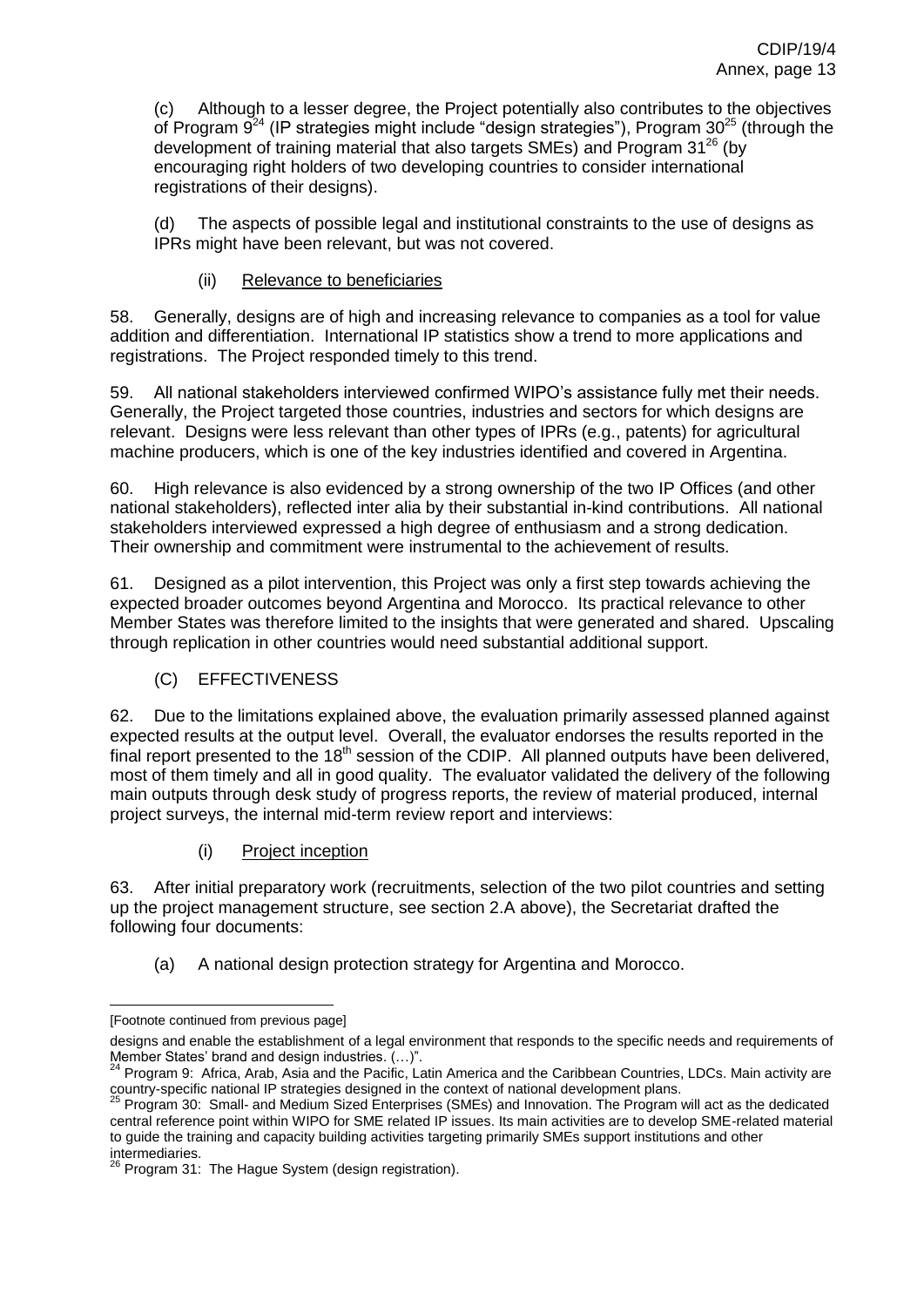(c) Although to a lesser degree, the Project potentially also contributes to the objectives of Program 9[24] (IP strategies might include "design strategies"), Program 30[25] (through the development of training material that also targets SMEs) and Program 31[26] (by encouraging right holders of two developing countries to consider international registrations of their designs).

(d) The aspects of possible legal and institutional constraints to the use of designs as IPRs might have been relevant, but was not covered.

(ii) <u>Relevance to beneficiaries</u>

58. Generally, designs are of high and increasing relevance to companies as a tool for value addition and differentiation. International IP statistics show a trend to more applications and registrations. The Project responded timely to this trend.

59. All national stakeholders interviewed confirmed WIPO's assistance fully met their needs. Generally, the Project targeted those countries, industries and sectors for which designs are relevant. Designs were less relevant than other types of IPRs (e.g., patents) for agricultural machine producers, which is one of the key industries identified and covered in Argentina.

60. High relevance is also evidenced by a strong ownership of the two IP Offices (and other national stakeholders), reflected inter alia by their substantial in-kind contributions. All national stakeholders interviewed expressed a high degree of enthusiasm and a strong dedication. Their ownership and commitment were instrumental to the achievement of results.

61. Designed as a pilot intervention, this Project was only a first step towards achieving the expected broader outcomes beyond Argentina and Morocco. Its practical relevance to other Member States was therefore limited to the insights that were generated and shared. Upscaling through replication in other countries would need substantial additional support.

(C) EFFECTIVENESS

62. Due to the limitations explained above, the evaluation primarily assessed planned against expected results at the output level. Overall, the evaluator endorses the results reported in the final report presented to the 18th session of the CDIP. All planned outputs have been delivered, most of them timely and all in good quality. The evaluator validated the delivery of the following main outputs through desk study of progress reports, the review of material produced, internal project surveys, the internal mid-term review report and interviews:

(i) <u>Project inception</u>

63. After initial preparatory work (recruitments, selection of the two pilot countries and setting up the project management structure, see section 2.A above), the Secretariat drafted the following four documents:

(a) A national design protection strategy for Argentina and Morocco.

---

[Footnote continued from previous page]

designs and enable the establishment of a legal environment that responds to the specific needs and requirements of Member States' brand and design industries. (…)".

[24] Program 9: Africa, Arab, Asia and the Pacific, Latin America and the Caribbean Countries, LDCs. Main activity are country-specific national IP strategies designed in the context of national development plans.

[25] Program 30: Small- and Medium Sized Enterprises (SMEs) and Innovation. The Program will act as the dedicated central reference point within WIPO for SME related IP issues. Its main activities are to develop SME-related material to guide the training and capacity building activities targeting primarily SMEs support institutions and other intermediaries.

[26] Program 31: The Hague System (design registration).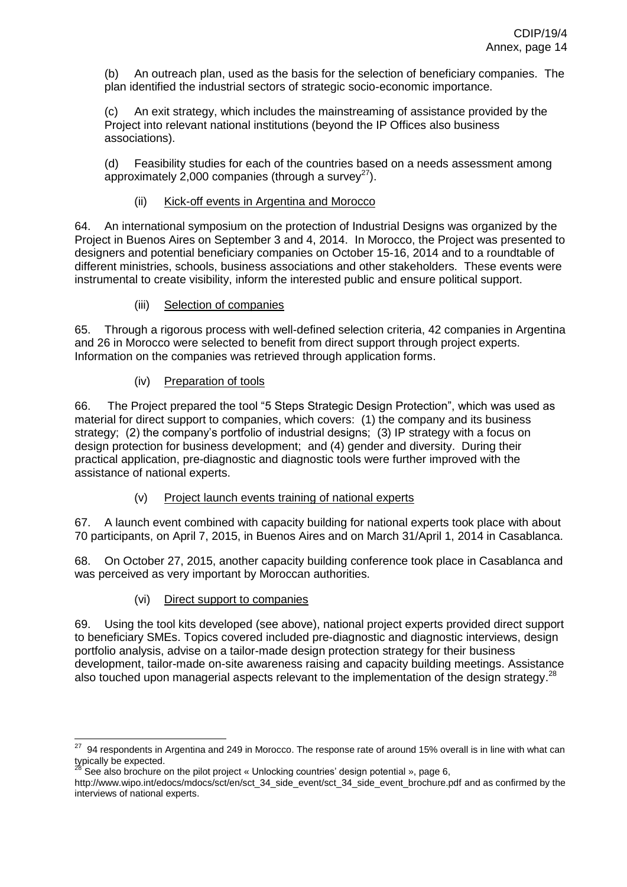(b) An outreach plan, used as the basis for the selection of beneficiary companies. The plan identified the industrial sectors of strategic socio-economic importance.

(c) An exit strategy, which includes the mainstreaming of assistance provided by the Project into relevant national institutions (beyond the IP Offices also business associations).

(d) Feasibility studies for each of the countries based on a needs assessment among approximately 2,000 companies (through a survey[27]).

(ii) Kick-off events in Argentina and Morocco

64. An international symposium on the protection of Industrial Designs was organized by the Project in Buenos Aires on September 3 and 4, 2014. In Morocco, the Project was presented to designers and potential beneficiary companies on October 15-16, 2014 and to a roundtable of different ministries, schools, business associations and other stakeholders. These events were instrumental to create visibility, inform the interested public and ensure political support.

(iii) Selection of companies

65. Through a rigorous process with well-defined selection criteria, 42 companies in Argentina and 26 in Morocco were selected to benefit from direct support through project experts. Information on the companies was retrieved through application forms.

(iv) Preparation of tools

66. The Project prepared the tool "5 Steps Strategic Design Protection", which was used as material for direct support to companies, which covers: (1) the company and its business strategy; (2) the company's portfolio of industrial designs; (3) IP strategy with a focus on design protection for business development; and (4) gender and diversity. During their practical application, pre-diagnostic and diagnostic tools were further improved with the assistance of national experts.

(v) Project launch events training of national experts

67. A launch event combined with capacity building for national experts took place with about 70 participants, on April 7, 2015, in Buenos Aires and on March 31/April 1, 2014 in Casablanca.

68. On October 27, 2015, another capacity building conference took place in Casablanca and was perceived as very important by Moroccan authorities.

(vi) Direct support to companies

69. Using the tool kits developed (see above), national project experts provided direct support to beneficiary SMEs. Topics covered included pre-diagnostic and diagnostic interviews, design portfolio analysis, advise on a tailor-made design protection strategy for their business development, tailor-made on-site awareness raising and capacity building meetings. Assistance also touched upon managerial aspects relevant to the implementation of the design strategy.[28]

---

[27] 94 respondents in Argentina and 249 in Morocco. The response rate of around 15% overall is in line with what can typically be expected.

[28] See also brochure on the pilot project « Unlocking countries' design potential », page 6, http://www.wipo.int/edocs/mdocs/sct/en/sct_34_side_event/sct_34_side_event_brochure.pdf and as confirmed by the interviews of national experts.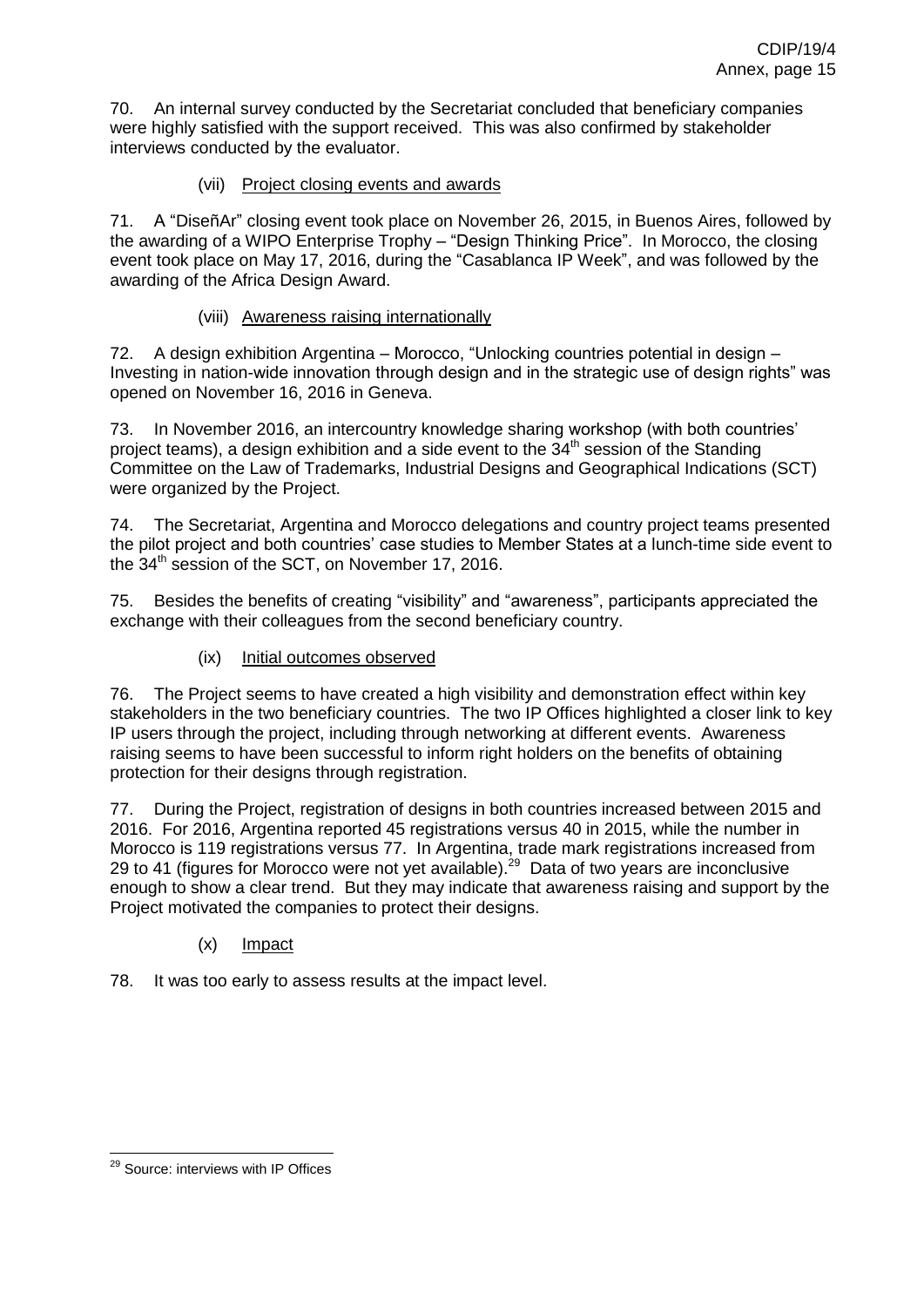70. An internal survey conducted by the Secretariat concluded that beneficiary companies were highly satisfied with the support received. This was also confirmed by stakeholder interviews conducted by the evaluator.

(vii) Project closing events and awards

71. A "DiseñAr" closing event took place on November 26, 2015, in Buenos Aires, followed by the awarding of a WIPO Enterprise Trophy – "Design Thinking Price". In Morocco, the closing event took place on May 17, 2016, during the "Casablanca IP Week", and was followed by the awarding of the Africa Design Award.

(viii) Awareness raising internationally

72. A design exhibition Argentina – Morocco, "Unlocking countries potential in design – Investing in nation-wide innovation through design and in the strategic use of design rights" was opened on November 16, 2016 in Geneva.

73. In November 2016, an intercountry knowledge sharing workshop (with both countries' project teams), a design exhibition and a side event to the 34th session of the Standing Committee on the Law of Trademarks, Industrial Designs and Geographical Indications (SCT) were organized by the Project.

74. The Secretariat, Argentina and Morocco delegations and country project teams presented the pilot project and both countries' case studies to Member States at a lunch-time side event to the 34th session of the SCT, on November 17, 2016.

75. Besides the benefits of creating "visibility" and "awareness", participants appreciated the exchange with their colleagues from the second beneficiary country.

(ix) Initial outcomes observed

76. The Project seems to have created a high visibility and demonstration effect within key stakeholders in the two beneficiary countries. The two IP Offices highlighted a closer link to key IP users through the project, including through networking at different events. Awareness raising seems to have been successful to inform right holders on the benefits of obtaining protection for their designs through registration.

77. During the Project, registration of designs in both countries increased between 2015 and 2016. For 2016, Argentina reported 45 registrations versus 40 in 2015, while the number in Morocco is 119 registrations versus 77. In Argentina, trade mark registrations increased from 29 to 41 (figures for Morocco were not yet available).[29] Data of two years are inconclusive enough to show a clear trend. But they may indicate that awareness raising and support by the Project motivated the companies to protect their designs.

(x) Impact

78. It was too early to assess results at the impact level.

[29] Source: interviews with IP Offices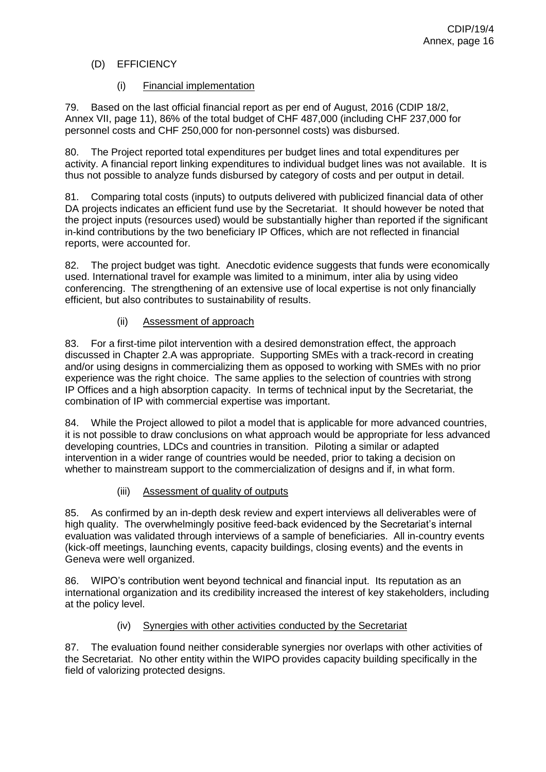## (D) EFFICIENCY

### (i) Financial implementation

79. Based on the last official financial report as per end of August, 2016 (CDIP 18/2, Annex VII, page 11), 86% of the total budget of CHF 487,000 (including CHF 237,000 for personnel costs and CHF 250,000 for non-personnel costs) was disbursed.

80. The Project reported total expenditures per budget lines and total expenditures per activity. A financial report linking expenditures to individual budget lines was not available. It is thus not possible to analyze funds disbursed by category of costs and per output in detail.

81. Comparing total costs (inputs) to outputs delivered with publicized financial data of other DA projects indicates an efficient fund use by the Secretariat. It should however be noted that the project inputs (resources used) would be substantially higher than reported if the significant in-kind contributions by the two beneficiary IP Offices, which are not reflected in financial reports, were accounted for.

82. The project budget was tight. Anecdotic evidence suggests that funds were economically used. International travel for example was limited to a minimum, inter alia by using video conferencing. The strengthening of an extensive use of local expertise is not only financially efficient, but also contributes to sustainability of results.

### (ii) Assessment of approach

83. For a first-time pilot intervention with a desired demonstration effect, the approach discussed in Chapter 2.A was appropriate. Supporting SMEs with a track-record in creating and/or using designs in commercializing them as opposed to working with SMEs with no prior experience was the right choice. The same applies to the selection of countries with strong IP Offices and a high absorption capacity. In terms of technical input by the Secretariat, the combination of IP with commercial expertise was important.

84. While the Project allowed to pilot a model that is applicable for more advanced countries, it is not possible to draw conclusions on what approach would be appropriate for less advanced developing countries, LDCs and countries in transition. Piloting a similar or adapted intervention in a wider range of countries would be needed, prior to taking a decision on whether to mainstream support to the commercialization of designs and if, in what form.

### (iii) Assessment of quality of outputs

85. As confirmed by an in-depth desk review and expert interviews all deliverables were of high quality. The overwhelmingly positive feed-back evidenced by the Secretariat's internal evaluation was validated through interviews of a sample of beneficiaries. All in-country events (kick-off meetings, launching events, capacity buildings, closing events) and the events in Geneva were well organized.

86. WIPO's contribution went beyond technical and financial input. Its reputation as an international organization and its credibility increased the interest of key stakeholders, including at the policy level.

### (iv) Synergies with other activities conducted by the Secretariat

87. The evaluation found neither considerable synergies nor overlaps with other activities of the Secretariat. No other entity within the WIPO provides capacity building specifically in the field of valorizing protected designs.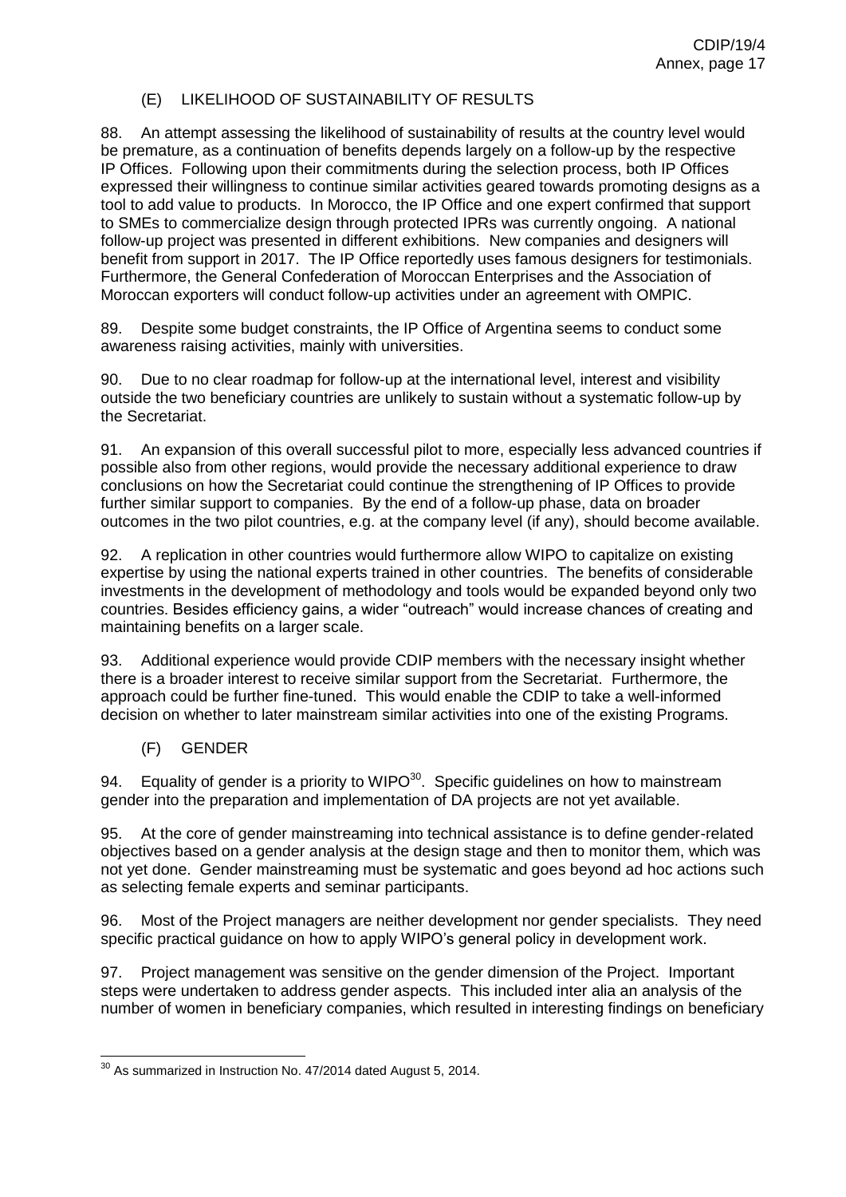### (E) LIKELIHOOD OF SUSTAINABILITY OF RESULTS

88. An attempt assessing the likelihood of sustainability of results at the country level would be premature, as a continuation of benefits depends largely on a follow-up by the respective IP Offices. Following upon their commitments during the selection process, both IP Offices expressed their willingness to continue similar activities geared towards promoting designs as a tool to add value to products. In Morocco, the IP Office and one expert confirmed that support to SMEs to commercialize design through protected IPRs was currently ongoing. A national follow-up project was presented in different exhibitions. New companies and designers will benefit from support in 2017. The IP Office reportedly uses famous designers for testimonials. Furthermore, the General Confederation of Moroccan Enterprises and the Association of Moroccan exporters will conduct follow-up activities under an agreement with OMPIC.

89. Despite some budget constraints, the IP Office of Argentina seems to conduct some awareness raising activities, mainly with universities.

90. Due to no clear roadmap for follow-up at the international level, interest and visibility outside the two beneficiary countries are unlikely to sustain without a systematic follow-up by the Secretariat.

91. An expansion of this overall successful pilot to more, especially less advanced countries if possible also from other regions, would provide the necessary additional experience to draw conclusions on how the Secretariat could continue the strengthening of IP Offices to provide further similar support to companies. By the end of a follow-up phase, data on broader outcomes in the two pilot countries, e.g. at the company level (if any), should become available.

92. A replication in other countries would furthermore allow WIPO to capitalize on existing expertise by using the national experts trained in other countries. The benefits of considerable investments in the development of methodology and tools would be expanded beyond only two countries. Besides efficiency gains, a wider "outreach" would increase chances of creating and maintaining benefits on a larger scale.

93. Additional experience would provide CDIP members with the necessary insight whether there is a broader interest to receive similar support from the Secretariat. Furthermore, the approach could be further fine-tuned. This would enable the CDIP to take a well-informed decision on whether to later mainstream similar activities into one of the existing Programs.

### (F) GENDER

94. Equality of gender is a priority to WIPO[30]. Specific guidelines on how to mainstream gender into the preparation and implementation of DA projects are not yet available.

95. At the core of gender mainstreaming into technical assistance is to define gender-related objectives based on a gender analysis at the design stage and then to monitor them, which was not yet done. Gender mainstreaming must be systematic and goes beyond ad hoc actions such as selecting female experts and seminar participants.

96. Most of the Project managers are neither development nor gender specialists. They need specific practical guidance on how to apply WIPO's general policy in development work.

97. Project management was sensitive on the gender dimension of the Project. Important steps were undertaken to address gender aspects. This included inter alia an analysis of the number of women in beneficiary companies, which resulted in interesting findings on beneficiary

[30] As summarized in Instruction No. 47/2014 dated August 5, 2014.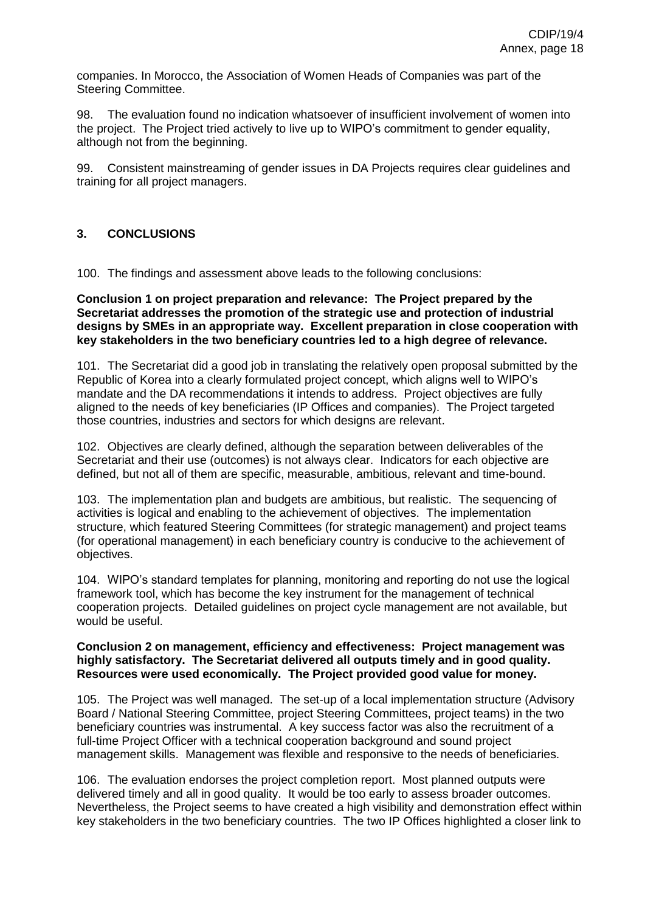companies. In Morocco, the Association of Women Heads of Companies was part of the Steering Committee.

98. The evaluation found no indication whatsoever of insufficient involvement of women into the project. The Project tried actively to live up to WIPO's commitment to gender equality, although not from the beginning.

99. Consistent mainstreaming of gender issues in DA Projects requires clear guidelines and training for all project managers.

## 3. CONCLUSIONS

100. The findings and assessment above leads to the following conclusions:

**Conclusion 1 on project preparation and relevance: The Project prepared by the Secretariat addresses the promotion of the strategic use and protection of industrial designs by SMEs in an appropriate way. Excellent preparation in close cooperation with key stakeholders in the two beneficiary countries led to a high degree of relevance.**

101. The Secretariat did a good job in translating the relatively open proposal submitted by the Republic of Korea into a clearly formulated project concept, which aligns well to WIPO's mandate and the DA recommendations it intends to address. Project objectives are fully aligned to the needs of key beneficiaries (IP Offices and companies). The Project targeted those countries, industries and sectors for which designs are relevant.

102. Objectives are clearly defined, although the separation between deliverables of the Secretariat and their use (outcomes) is not always clear. Indicators for each objective are defined, but not all of them are specific, measurable, ambitious, relevant and time-bound.

103. The implementation plan and budgets are ambitious, but realistic. The sequencing of activities is logical and enabling to the achievement of objectives. The implementation structure, which featured Steering Committees (for strategic management) and project teams (for operational management) in each beneficiary country is conducive to the achievement of objectives.

104. WIPO's standard templates for planning, monitoring and reporting do not use the logical framework tool, which has become the key instrument for the management of technical cooperation projects. Detailed guidelines on project cycle management are not available, but would be useful.

**Conclusion 2 on management, efficiency and effectiveness: Project management was highly satisfactory. The Secretariat delivered all outputs timely and in good quality. Resources were used economically. The Project provided good value for money.**

105. The Project was well managed. The set-up of a local implementation structure (Advisory Board / National Steering Committee, project Steering Committees, project teams) in the two beneficiary countries was instrumental. A key success factor was also the recruitment of a full-time Project Officer with a technical cooperation background and sound project management skills. Management was flexible and responsive to the needs of beneficiaries.

106. The evaluation endorses the project completion report. Most planned outputs were delivered timely and all in good quality. It would be too early to assess broader outcomes. Nevertheless, the Project seems to have created a high visibility and demonstration effect within key stakeholders in the two beneficiary countries. The two IP Offices highlighted a closer link to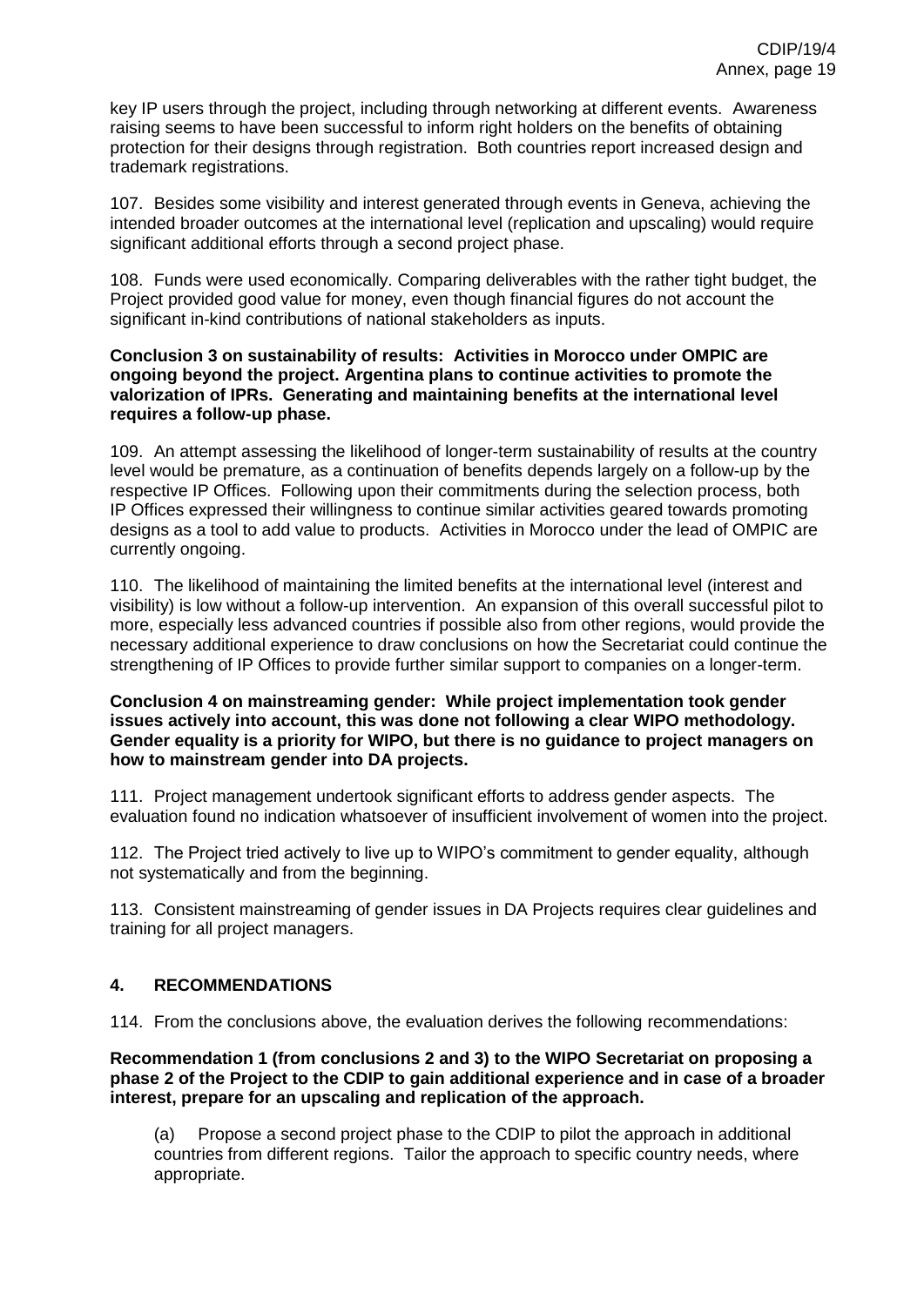key IP users through the project, including through networking at different events. Awareness raising seems to have been successful to inform right holders on the benefits of obtaining protection for their designs through registration. Both countries report increased design and trademark registrations.

107. Besides some visibility and interest generated through events in Geneva, achieving the intended broader outcomes at the international level (replication and upscaling) would require significant additional efforts through a second project phase.

108. Funds were used economically. Comparing deliverables with the rather tight budget, the Project provided good value for money, even though financial figures do not account the significant in-kind contributions of national stakeholders as inputs.

**Conclusion 3 on sustainability of results: Activities in Morocco under OMPIC are ongoing beyond the project. Argentina plans to continue activities to promote the valorization of IPRs. Generating and maintaining benefits at the international level requires a follow-up phase.**

109. An attempt assessing the likelihood of longer-term sustainability of results at the country level would be premature, as a continuation of benefits depends largely on a follow-up by the respective IP Offices. Following upon their commitments during the selection process, both IP Offices expressed their willingness to continue similar activities geared towards promoting designs as a tool to add value to products. Activities in Morocco under the lead of OMPIC are currently ongoing.

110. The likelihood of maintaining the limited benefits at the international level (interest and visibility) is low without a follow-up intervention. An expansion of this overall successful pilot to more, especially less advanced countries if possible also from other regions, would provide the necessary additional experience to draw conclusions on how the Secretariat could continue the strengthening of IP Offices to provide further similar support to companies on a longer-term.

**Conclusion 4 on mainstreaming gender: While project implementation took gender issues actively into account, this was done not following a clear WIPO methodology. Gender equality is a priority for WIPO, but there is no guidance to project managers on how to mainstream gender into DA projects.**

111. Project management undertook significant efforts to address gender aspects. The evaluation found no indication whatsoever of insufficient involvement of women into the project.

112. The Project tried actively to live up to WIPO's commitment to gender equality, although not systematically and from the beginning.

113. Consistent mainstreaming of gender issues in DA Projects requires clear guidelines and training for all project managers.

## 4. RECOMMENDATIONS

114. From the conclusions above, the evaluation derives the following recommendations:

**Recommendation 1 (from conclusions 2 and 3) to the WIPO Secretariat on proposing a phase 2 of the Project to the CDIP to gain additional experience and in case of a broader interest, prepare for an upscaling and replication of the approach.**

(a) Propose a second project phase to the CDIP to pilot the approach in additional countries from different regions. Tailor the approach to specific country needs, where appropriate.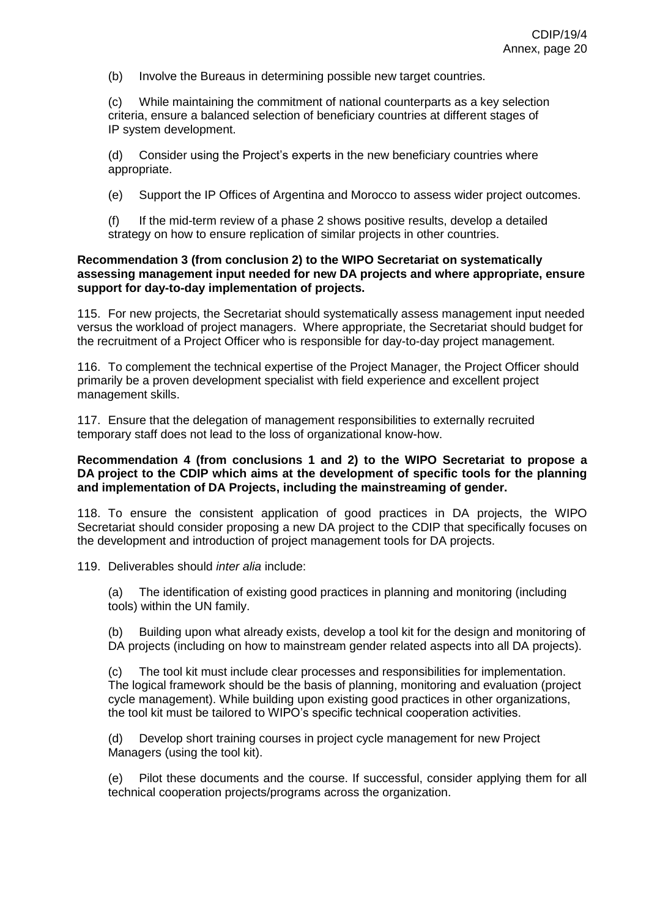(b) Involve the Bureaus in determining possible new target countries.

(c) While maintaining the commitment of national counterparts as a key selection criteria, ensure a balanced selection of beneficiary countries at different stages of IP system development.

(d) Consider using the Project's experts in the new beneficiary countries where appropriate.

(e) Support the IP Offices of Argentina and Morocco to assess wider project outcomes.

(f) If the mid-term review of a phase 2 shows positive results, develop a detailed strategy on how to ensure replication of similar projects in other countries.

**Recommendation 3 (from conclusion 2) to the WIPO Secretariat on systematically assessing management input needed for new DA projects and where appropriate, ensure support for day-to-day implementation of projects.**

115. For new projects, the Secretariat should systematically assess management input needed versus the workload of project managers. Where appropriate, the Secretariat should budget for the recruitment of a Project Officer who is responsible for day-to-day project management.

116. To complement the technical expertise of the Project Manager, the Project Officer should primarily be a proven development specialist with field experience and excellent project management skills.

117. Ensure that the delegation of management responsibilities to externally recruited temporary staff does not lead to the loss of organizational know-how.

**Recommendation 4 (from conclusions 1 and 2) to the WIPO Secretariat to propose a DA project to the CDIP which aims at the development of specific tools for the planning and implementation of DA Projects, including the mainstreaming of gender.**

118. To ensure the consistent application of good practices in DA projects, the WIPO Secretariat should consider proposing a new DA project to the CDIP that specifically focuses on the development and introduction of project management tools for DA projects.

119. Deliverables should *inter alia* include:

(a) The identification of existing good practices in planning and monitoring (including tools) within the UN family.

(b) Building upon what already exists, develop a tool kit for the design and monitoring of DA projects (including on how to mainstream gender related aspects into all DA projects).

(c) The tool kit must include clear processes and responsibilities for implementation. The logical framework should be the basis of planning, monitoring and evaluation (project cycle management). While building upon existing good practices in other organizations, the tool kit must be tailored to WIPO's specific technical cooperation activities.

(d) Develop short training courses in project cycle management for new Project Managers (using the tool kit).

(e) Pilot these documents and the course. If successful, consider applying them for all technical cooperation projects/programs across the organization.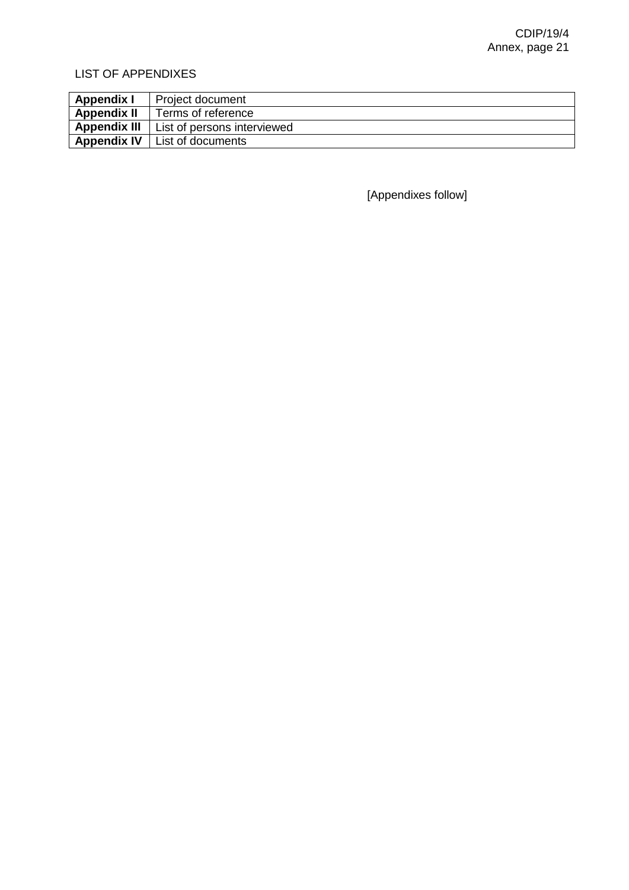LIST OF APPENDIXES

| | |
|---|---|
| **Appendix I** | Project document |
| **Appendix II** | Terms of reference |
| **Appendix III** | List of persons interviewed |
| **Appendix IV** | List of documents |

[Appendixes follow]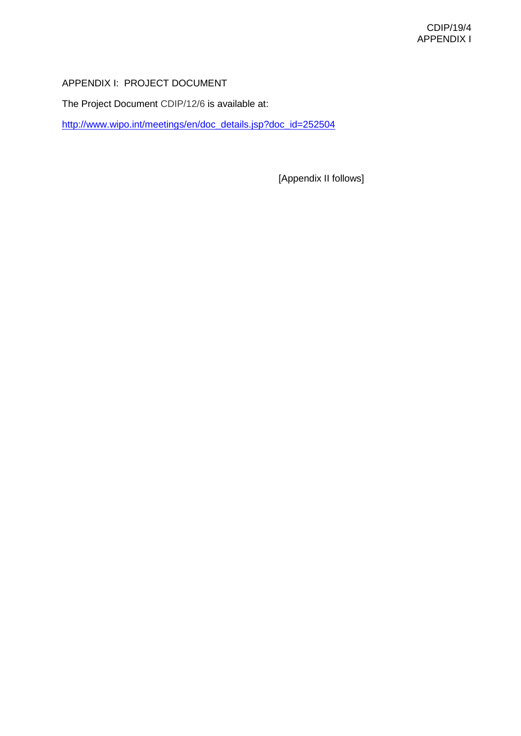APPENDIX I:  PROJECT DOCUMENT

The Project Document CDIP/12/6 is available at:

http://www.wipo.int/meetings/en/doc_details.jsp?doc_id=252504

[Appendix II follows]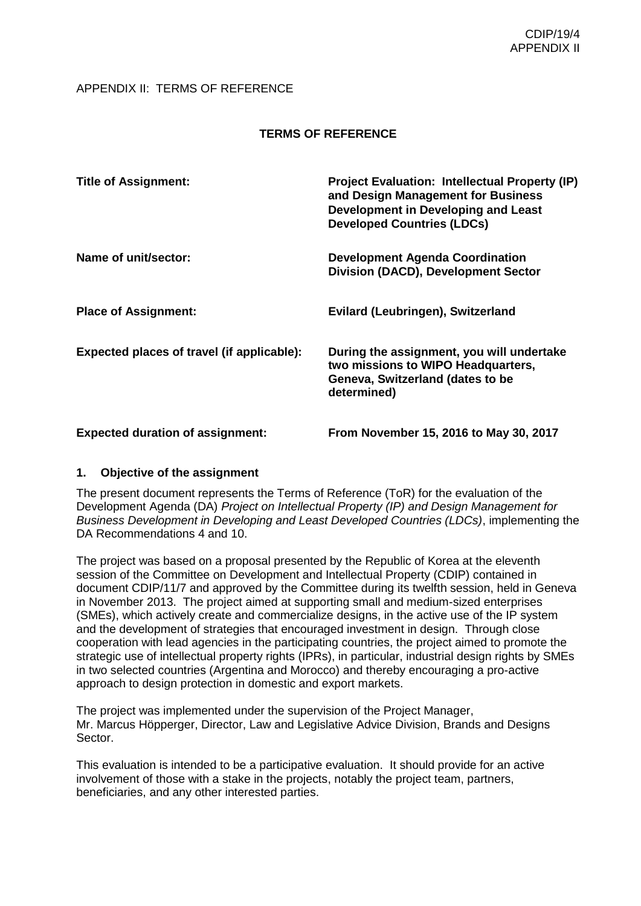APPENDIX II: TERMS OF REFERENCE

**TERMS OF REFERENCE**

| | |
|---|---|
| **Title of Assignment:** | **Project Evaluation: Intellectual Property (IP) and Design Management for Business Development in Developing and Least Developed Countries (LDCs)** |
| **Name of unit/sector:** | **Development Agenda Coordination Division (DACD), Development Sector** |
| **Place of Assignment:** | **Evilard (Leubringen), Switzerland** |
| **Expected places of travel (if applicable):** | **During the assignment, you will undertake two missions to WIPO Headquarters, Geneva, Switzerland (dates to be determined)** |
| **Expected duration of assignment:** | **From November 15, 2016 to May 30, 2017** |

## 1. Objective of the assignment

The present document represents the Terms of Reference (ToR) for the evaluation of the Development Agenda (DA) *Project on Intellectual Property (IP) and Design Management for Business Development in Developing and Least Developed Countries (LDCs)*, implementing the DA Recommendations 4 and 10.

The project was based on a proposal presented by the Republic of Korea at the eleventh session of the Committee on Development and Intellectual Property (CDIP) contained in document CDIP/11/7 and approved by the Committee during its twelfth session, held in Geneva in November 2013. The project aimed at supporting small and medium-sized enterprises (SMEs), which actively create and commercialize designs, in the active use of the IP system and the development of strategies that encouraged investment in design. Through close cooperation with lead agencies in the participating countries, the project aimed to promote the strategic use of intellectual property rights (IPRs), in particular, industrial design rights by SMEs in two selected countries (Argentina and Morocco) and thereby encouraging a pro-active approach to design protection in domestic and export markets.

The project was implemented under the supervision of the Project Manager, Mr. Marcus Höpperger, Director, Law and Legislative Advice Division, Brands and Designs Sector.

This evaluation is intended to be a participative evaluation. It should provide for an active involvement of those with a stake in the projects, notably the project team, partners, beneficiaries, and any other interested parties.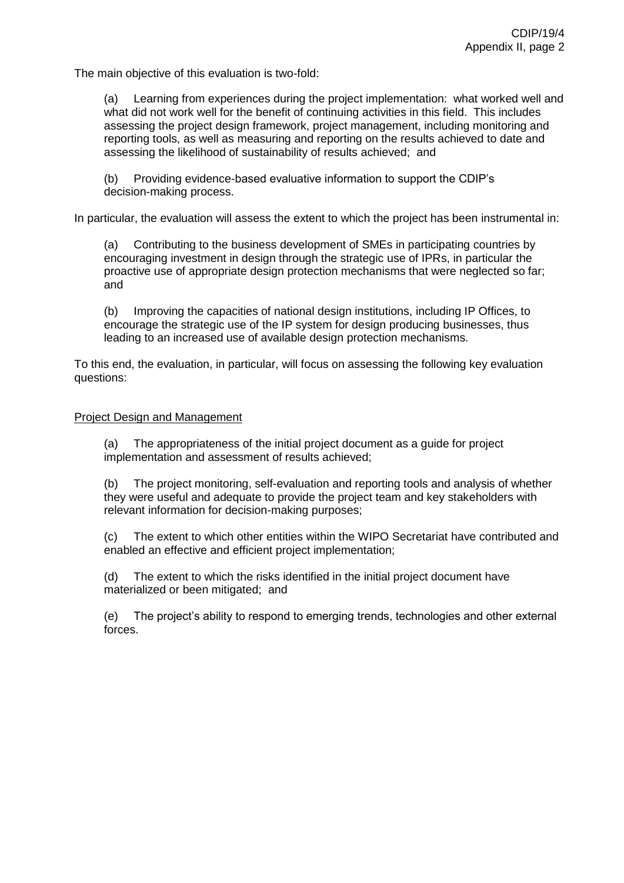The main objective of this evaluation is two-fold:

(a) Learning from experiences during the project implementation: what worked well and what did not work well for the benefit of continuing activities in this field. This includes assessing the project design framework, project management, including monitoring and reporting tools, as well as measuring and reporting on the results achieved to date and assessing the likelihood of sustainability of results achieved; and

(b) Providing evidence-based evaluative information to support the CDIP's decision-making process.

In particular, the evaluation will assess the extent to which the project has been instrumental in:

(a) Contributing to the business development of SMEs in participating countries by encouraging investment in design through the strategic use of IPRs, in particular the proactive use of appropriate design protection mechanisms that were neglected so far; and

(b) Improving the capacities of national design institutions, including IP Offices, to encourage the strategic use of the IP system for design producing businesses, thus leading to an increased use of available design protection mechanisms.

To this end, the evaluation, in particular, will focus on assessing the following key evaluation questions:

Project Design and Management

(a) The appropriateness of the initial project document as a guide for project implementation and assessment of results achieved;

(b) The project monitoring, self-evaluation and reporting tools and analysis of whether they were useful and adequate to provide the project team and key stakeholders with relevant information for decision-making purposes;

(c) The extent to which other entities within the WIPO Secretariat have contributed and enabled an effective and efficient project implementation;

(d) The extent to which the risks identified in the initial project document have materialized or been mitigated; and

(e) The project's ability to respond to emerging trends, technologies and other external forces.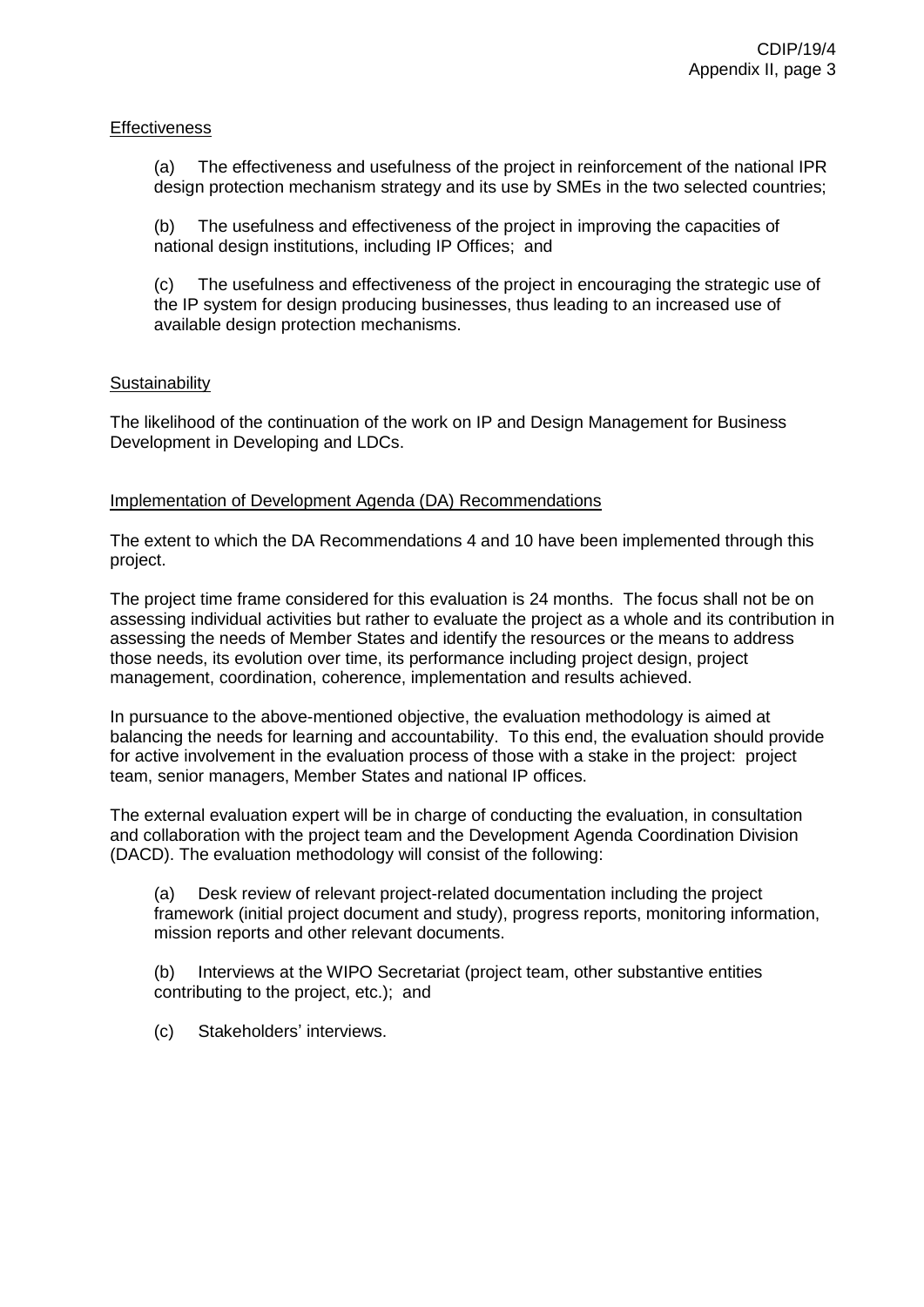Effectiveness

(a) The effectiveness and usefulness of the project in reinforcement of the national IPR design protection mechanism strategy and its use by SMEs in the two selected countries;

(b) The usefulness and effectiveness of the project in improving the capacities of national design institutions, including IP Offices; and

(c) The usefulness and effectiveness of the project in encouraging the strategic use of the IP system for design producing businesses, thus leading to an increased use of available design protection mechanisms.

Sustainability

The likelihood of the continuation of the work on IP and Design Management for Business Development in Developing and LDCs.

Implementation of Development Agenda (DA) Recommendations

The extent to which the DA Recommendations 4 and 10 have been implemented through this project.

The project time frame considered for this evaluation is 24 months. The focus shall not be on assessing individual activities but rather to evaluate the project as a whole and its contribution in assessing the needs of Member States and identify the resources or the means to address those needs, its evolution over time, its performance including project design, project management, coordination, coherence, implementation and results achieved.

In pursuance to the above-mentioned objective, the evaluation methodology is aimed at balancing the needs for learning and accountability. To this end, the evaluation should provide for active involvement in the evaluation process of those with a stake in the project: project team, senior managers, Member States and national IP offices.

The external evaluation expert will be in charge of conducting the evaluation, in consultation and collaboration with the project team and the Development Agenda Coordination Division (DACD). The evaluation methodology will consist of the following:

(a) Desk review of relevant project-related documentation including the project framework (initial project document and study), progress reports, monitoring information, mission reports and other relevant documents.

(b) Interviews at the WIPO Secretariat (project team, other substantive entities contributing to the project, etc.); and

(c) Stakeholders' interviews.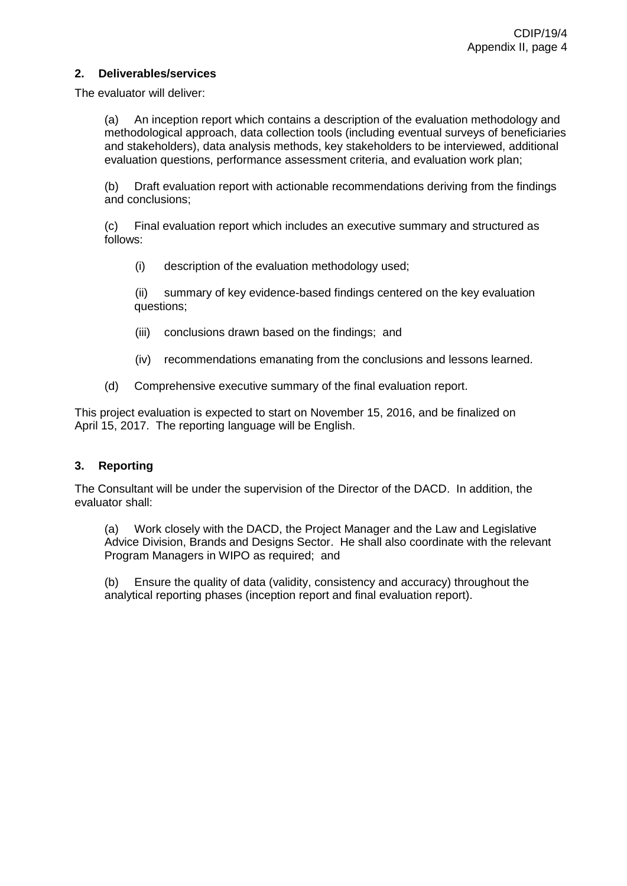## 2. Deliverables/services

The evaluator will deliver:

(a) An inception report which contains a description of the evaluation methodology and methodological approach, data collection tools (including eventual surveys of beneficiaries and stakeholders), data analysis methods, key stakeholders to be interviewed, additional evaluation questions, performance assessment criteria, and evaluation work plan;

(b) Draft evaluation report with actionable recommendations deriving from the findings and conclusions;

(c) Final evaluation report which includes an executive summary and structured as follows:

(i) description of the evaluation methodology used;

(ii) summary of key evidence-based findings centered on the key evaluation questions;

(iii) conclusions drawn based on the findings; and

(iv) recommendations emanating from the conclusions and lessons learned.

(d) Comprehensive executive summary of the final evaluation report.

This project evaluation is expected to start on November 15, 2016, and be finalized on April 15, 2017. The reporting language will be English.

## 3. Reporting

The Consultant will be under the supervision of the Director of the DACD. In addition, the evaluator shall:

(a) Work closely with the DACD, the Project Manager and the Law and Legislative Advice Division, Brands and Designs Sector. He shall also coordinate with the relevant Program Managers in WIPO as required; and

(b) Ensure the quality of data (validity, consistency and accuracy) throughout the analytical reporting phases (inception report and final evaluation report).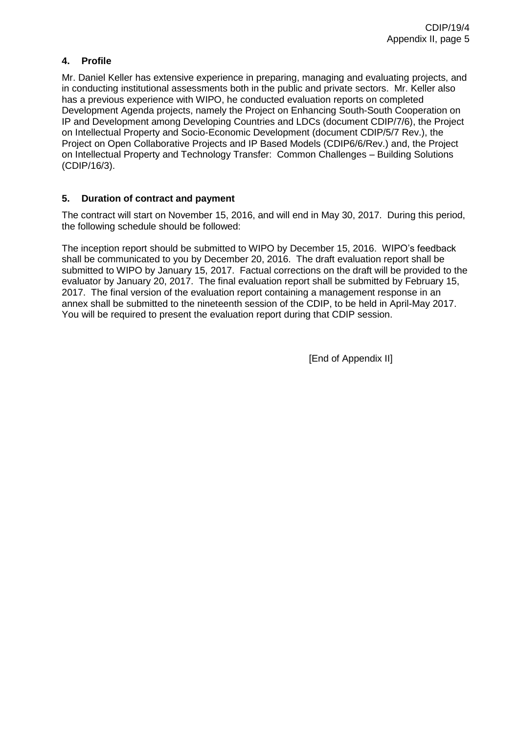### 4. Profile

Mr. Daniel Keller has extensive experience in preparing, managing and evaluating projects, and in conducting institutional assessments both in the public and private sectors. Mr. Keller also has a previous experience with WIPO, he conducted evaluation reports on completed Development Agenda projects, namely the Project on Enhancing South-South Cooperation on IP and Development among Developing Countries and LDCs (document CDIP/7/6), the Project on Intellectual Property and Socio-Economic Development (document CDIP/5/7 Rev.), the Project on Open Collaborative Projects and IP Based Models (CDIP6/6/Rev.) and, the Project on Intellectual Property and Technology Transfer: Common Challenges – Building Solutions (CDIP/16/3).

### 5. Duration of contract and payment

The contract will start on November 15, 2016, and will end in May 30, 2017. During this period, the following schedule should be followed:

The inception report should be submitted to WIPO by December 15, 2016. WIPO's feedback shall be communicated to you by December 20, 2016. The draft evaluation report shall be submitted to WIPO by January 15, 2017. Factual corrections on the draft will be provided to the evaluator by January 20, 2017. The final evaluation report shall be submitted by February 15, 2017. The final version of the evaluation report containing a management response in an annex shall be submitted to the nineteenth session of the CDIP, to be held in April-May 2017. You will be required to present the evaluation report during that CDIP session.

[End of Appendix II]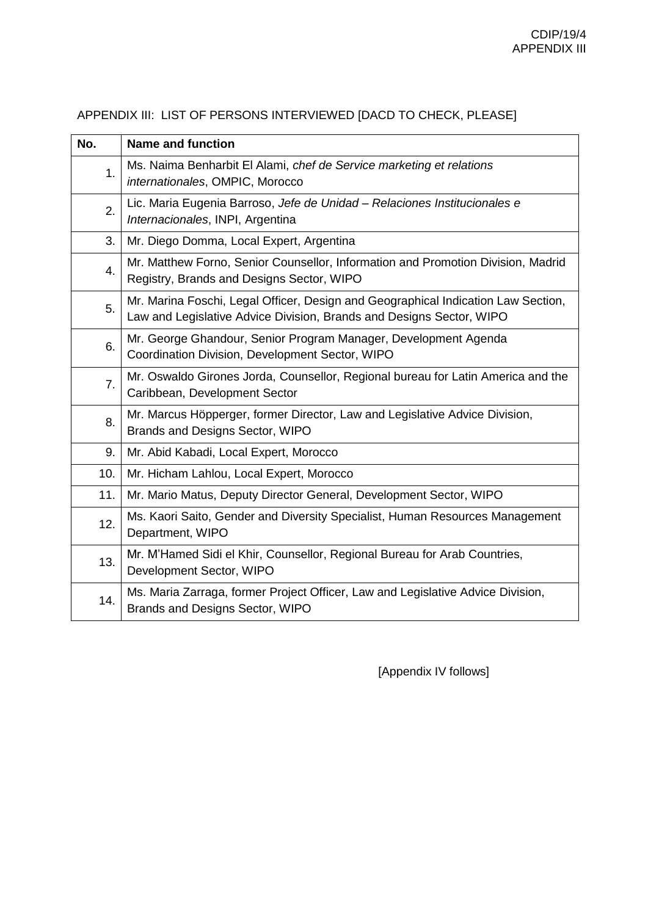APPENDIX III: LIST OF PERSONS INTERVIEWED [DACD TO CHECK, PLEASE]

| No. | Name and function |
|---|---|
| 1. | Ms. Naima Benharbit El Alami, *chef de Service marketing et relations internationales*, OMPIC, Morocco |
| 2. | Lic. Maria Eugenia Barroso, *Jefe de Unidad – Relaciones Institucionales e Internacionales*, INPI, Argentina |
| 3. | Mr. Diego Domma, Local Expert, Argentina |
| 4. | Mr. Matthew Forno, Senior Counsellor, Information and Promotion Division, Madrid Registry, Brands and Designs Sector, WIPO |
| 5. | Mr. Marina Foschi, Legal Officer, Design and Geographical Indication Law Section, Law and Legislative Advice Division, Brands and Designs Sector, WIPO |
| 6. | Mr. George Ghandour, Senior Program Manager, Development Agenda Coordination Division, Development Sector, WIPO |
| 7. | Mr. Oswaldo Girones Jorda, Counsellor, Regional bureau for Latin America and the Caribbean, Development Sector |
| 8. | Mr. Marcus Höpperger, former Director, Law and Legislative Advice Division, Brands and Designs Sector, WIPO |
| 9. | Mr. Abid Kabadi, Local Expert, Morocco |
| 10. | Mr. Hicham Lahlou, Local Expert, Morocco |
| 11. | Mr. Mario Matus, Deputy Director General, Development Sector, WIPO |
| 12. | Ms. Kaori Saito, Gender and Diversity Specialist, Human Resources Management Department, WIPO |
| 13. | Mr. M'Hamed Sidi el Khir, Counsellor, Regional Bureau for Arab Countries, Development Sector, WIPO |
| 14. | Ms. Maria Zarraga, former Project Officer, Law and Legislative Advice Division, Brands and Designs Sector, WIPO |

[Appendix IV follows]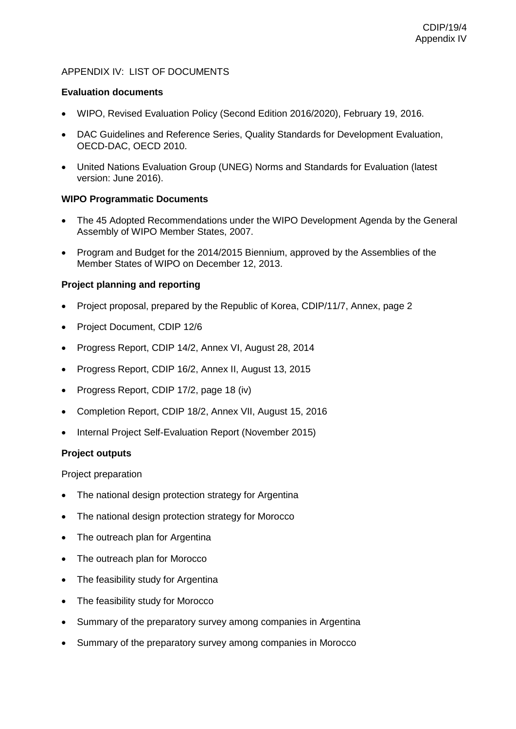APPENDIX IV: LIST OF DOCUMENTS

**Evaluation documents**

- WIPO, Revised Evaluation Policy (Second Edition 2016/2020), February 19, 2016.
- DAC Guidelines and Reference Series, Quality Standards for Development Evaluation, OECD-DAC, OECD 2010.
- United Nations Evaluation Group (UNEG) Norms and Standards for Evaluation (latest version: June 2016).

**WIPO Programmatic Documents**

- The 45 Adopted Recommendations under the WIPO Development Agenda by the General Assembly of WIPO Member States, 2007.
- Program and Budget for the 2014/2015 Biennium, approved by the Assemblies of the Member States of WIPO on December 12, 2013.

**Project planning and reporting**

- Project proposal, prepared by the Republic of Korea, CDIP/11/7, Annex, page 2
- Project Document, CDIP 12/6
- Progress Report, CDIP 14/2, Annex VI, August 28, 2014
- Progress Report, CDIP 16/2, Annex II, August 13, 2015
- Progress Report, CDIP 17/2, page 18 (iv)
- Completion Report, CDIP 18/2, Annex VII, August 15, 2016
- Internal Project Self-Evaluation Report (November 2015)

**Project outputs**

Project preparation

- The national design protection strategy for Argentina
- The national design protection strategy for Morocco
- The outreach plan for Argentina
- The outreach plan for Morocco
- The feasibility study for Argentina
- The feasibility study for Morocco
- Summary of the preparatory survey among companies in Argentina
- Summary of the preparatory survey among companies in Morocco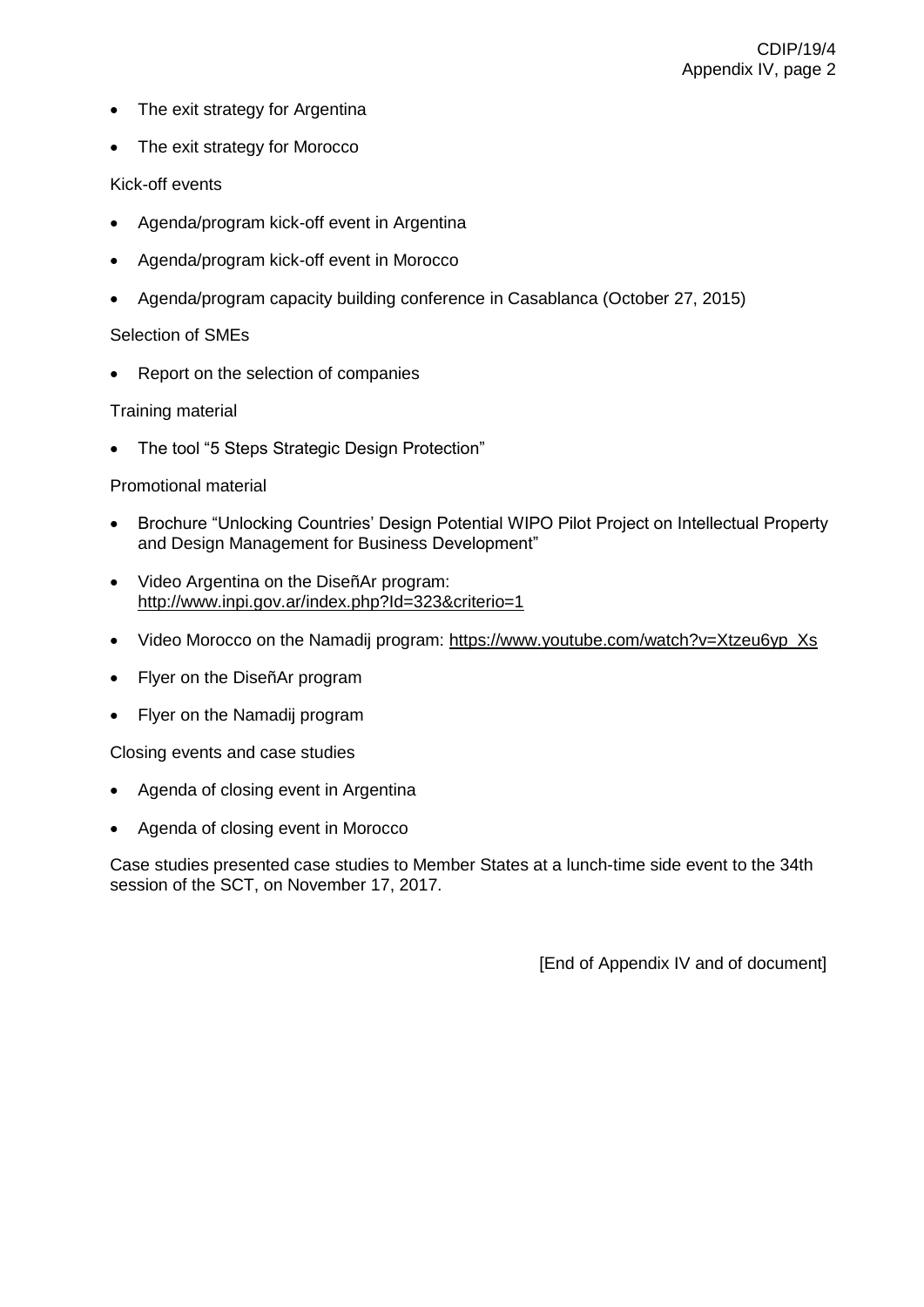- The exit strategy for Argentina
- The exit strategy for Morocco

Kick-off events

- Agenda/program kick-off event in Argentina
- Agenda/program kick-off event in Morocco
- Agenda/program capacity building conference in Casablanca (October 27, 2015)

Selection of SMEs

- Report on the selection of companies

Training material

- The tool "5 Steps Strategic Design Protection"

Promotional material

- Brochure "Unlocking Countries' Design Potential WIPO Pilot Project on Intellectual Property and Design Management for Business Development"
- Video Argentina on the DiseñAr program: http://www.inpi.gov.ar/index.php?Id=323&criterio=1
- Video Morocco on the Namadij program: https://www.youtube.com/watch?v=Xtzeu6yp_Xs
- Flyer on the DiseñAr program
- Flyer on the Namadij program

Closing events and case studies

- Agenda of closing event in Argentina
- Agenda of closing event in Morocco

Case studies presented case studies to Member States at a lunch-time side event to the 34th session of the SCT, on November 17, 2017.

[End of Appendix IV and of document]